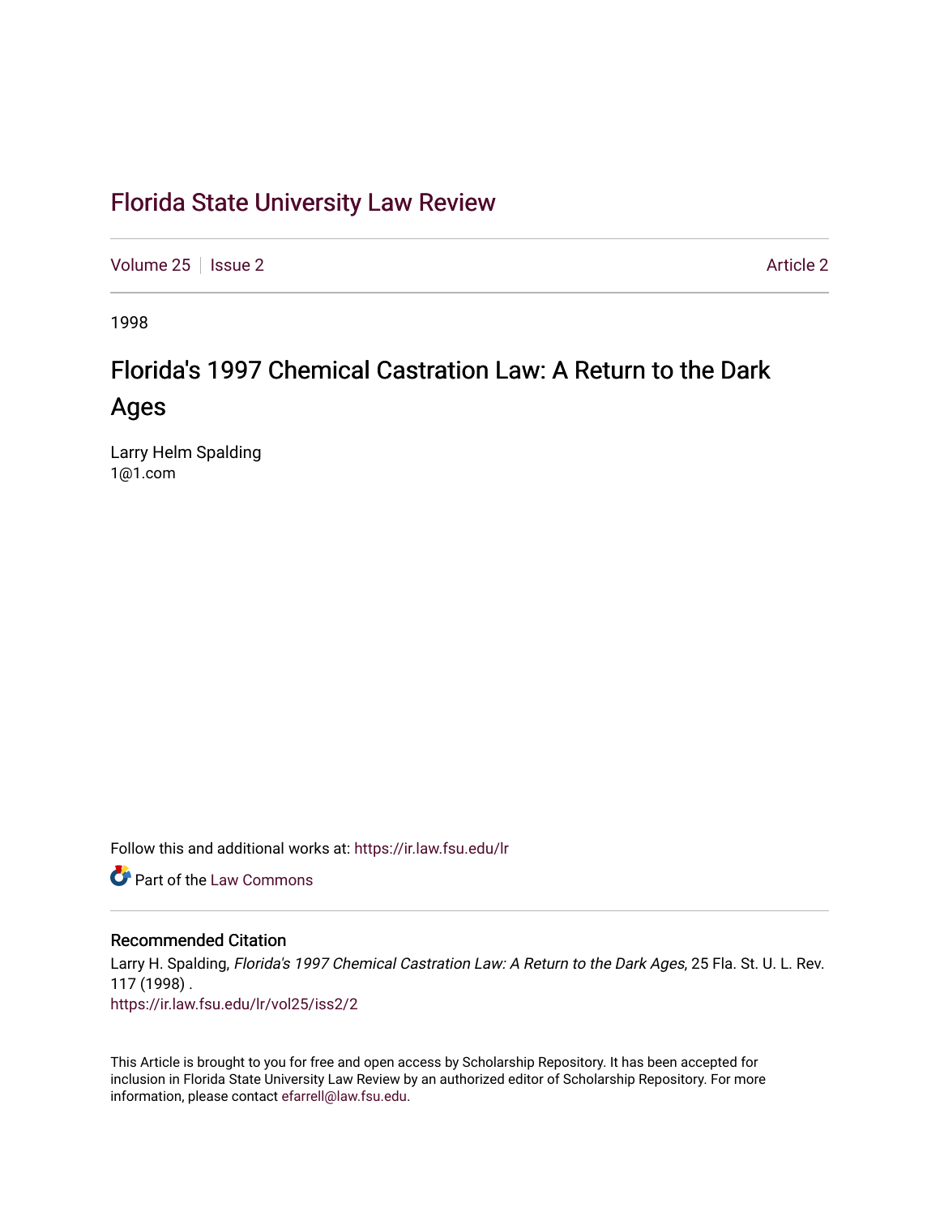# Florida State University Law Review

Volume 25 | Issue 2 | Article 2

1998

## Florida's 1997 Chemical Castration Law: A Return to the Dark Ages

Larry Helm Spalding
1@1.com

Follow this and additional works at: https://ir.law.fsu.edu/lr

Part of the Law Commons

### Recommended Citation

Larry H. Spalding, *Florida's 1997 Chemical Castration Law: A Return to the Dark Ages*, 25 Fla. St. U. L. Rev. 117 (1998) .
https://ir.law.fsu.edu/lr/vol25/iss2/2

This Article is brought to you for free and open access by Scholarship Repository. It has been accepted for inclusion in Florida State University Law Review by an authorized editor of Scholarship Repository. For more information, please contact efarrell@law.fsu.edu.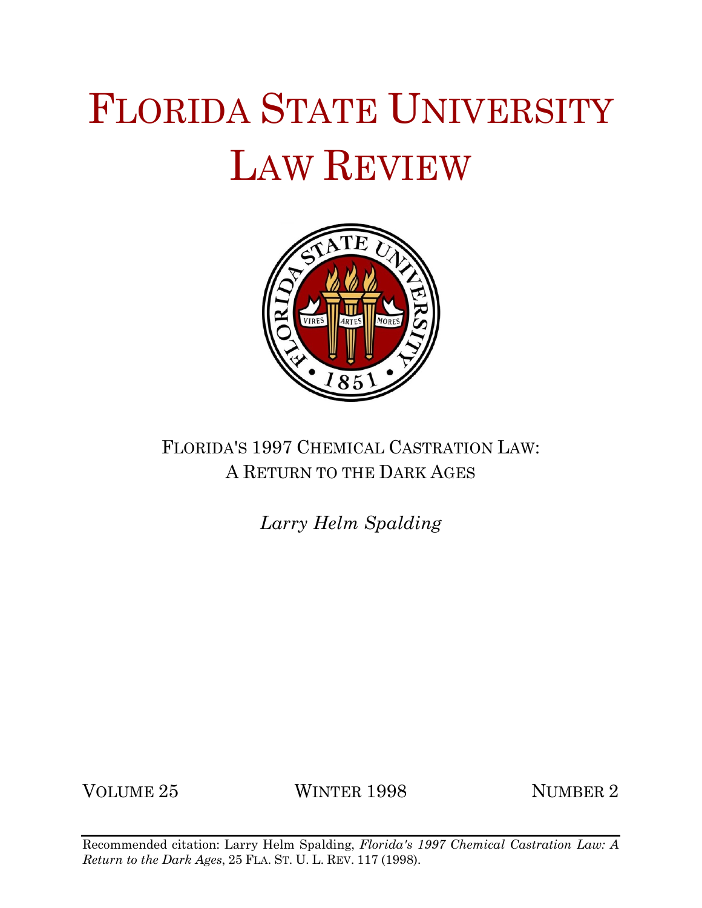# FLORIDA STATE UNIVERSITY LAW REVIEW

## FLORIDA'S 1997 CHEMICAL CASTRATION LAW: A RETURN TO THE DARK AGES

*Larry Helm Spalding*

VOLUME 25 WINTER 1998 NUMBER 2

Recommended citation: Larry Helm Spalding, *Florida's 1997 Chemical Castration Law: A Return to the Dark Ages*, 25 FLA. ST. U. L. REV. 117 (1998).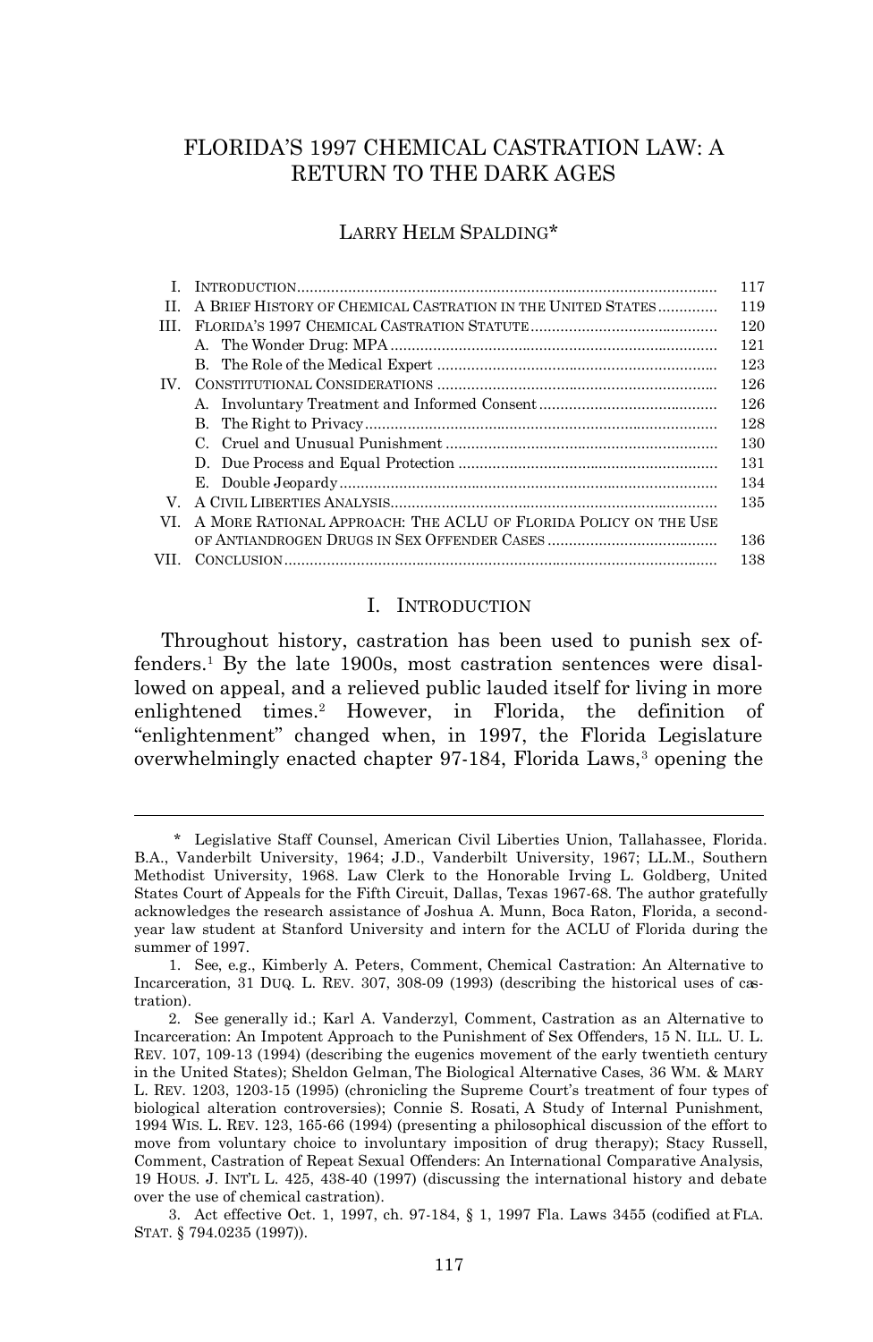# FLORIDA'S 1997 CHEMICAL CASTRATION LAW: A RETURN TO THE DARK AGES

LARRY HELM SPALDING*

| | | |
|---|---|---|
| I. | INTRODUCTION | 117 |
| II. | A BRIEF HISTORY OF CHEMICAL CASTRATION IN THE UNITED STATES | 119 |
| III. | FLORIDA'S 1997 CHEMICAL CASTRATION STATUTE | 120 |
| | A. The Wonder Drug: MPA | 121 |
| | B. The Role of the Medical Expert | 123 |
| IV. | CONSTITUTIONAL CONSIDERATIONS | 126 |
| | A. Involuntary Treatment and Informed Consent | 126 |
| | B. The Right to Privacy | 128 |
| | C. Cruel and Unusual Punishment | 130 |
| | D. Due Process and Equal Protection | 131 |
| | E. Double Jeopardy | 134 |
| V. | A CIVIL LIBERTIES ANALYSIS | 135 |
| VI. | A MORE RATIONAL APPROACH: THE ACLU OF FLORIDA POLICY ON THE USE OF ANTIANDROGEN DRUGS IN SEX OFFENDER CASES | 136 |
| VII. | CONCLUSION | 138 |

## I. INTRODUCTION

Throughout history, castration has been used to punish sex offenders.[1] By the late 1900s, most castration sentences were disallowed on appeal, and a relieved public lauded itself for living in more enlightened times.[2] However, in Florida, the definition of "enlightenment" changed when, in 1997, the Florida Legislature overwhelmingly enacted chapter 97-184, Florida Laws,[3] opening the

---

\* Legislative Staff Counsel, American Civil Liberties Union, Tallahassee, Florida. B.A., Vanderbilt University, 1964; J.D., Vanderbilt University, 1967; LL.M., Southern Methodist University, 1968. Law Clerk to the Honorable Irving L. Goldberg, United States Court of Appeals for the Fifth Circuit, Dallas, Texas 1967-68. The author gratefully acknowledges the research assistance of Joshua A. Munn, Boca Raton, Florida, a second-year law student at Stanford University and intern for the ACLU of Florida during the summer of 1997.

1. See, e.g., Kimberly A. Peters, Comment, Chemical Castration: An Alternative to Incarceration, 31 DUQ. L. REV. 307, 308-09 (1993) (describing the historical uses of castration).

2. See generally id.; Karl A. Vanderzyl, Comment, Castration as an Alternative to Incarceration: An Impotent Approach to the Punishment of Sex Offenders, 15 N. ILL. U. L. REV. 107, 109-13 (1994) (describing the eugenics movement of the early twentieth century in the United States); Sheldon Gelman, The Biological Alternative Cases, 36 WM. & MARY L. REV. 1203, 1203-15 (1995) (chronicling the Supreme Court's treatment of four types of biological alteration controversies); Connie S. Rosati, A Study of Internal Punishment, 1994 WIS. L. REV. 123, 165-66 (1994) (presenting a philosophical discussion of the effort to move from voluntary choice to involuntary imposition of drug therapy); Stacy Russell, Comment, Castration of Repeat Sexual Offenders: An International Comparative Analysis, 19 HOUS. J. INT'L L. 425, 438-40 (1997) (discussing the international history and debate over the use of chemical castration).

3. Act effective Oct. 1, 1997, ch. 97-184, § 1, 1997 Fla. Laws 3455 (codified at FLA. STAT. § 794.0235 (1997)).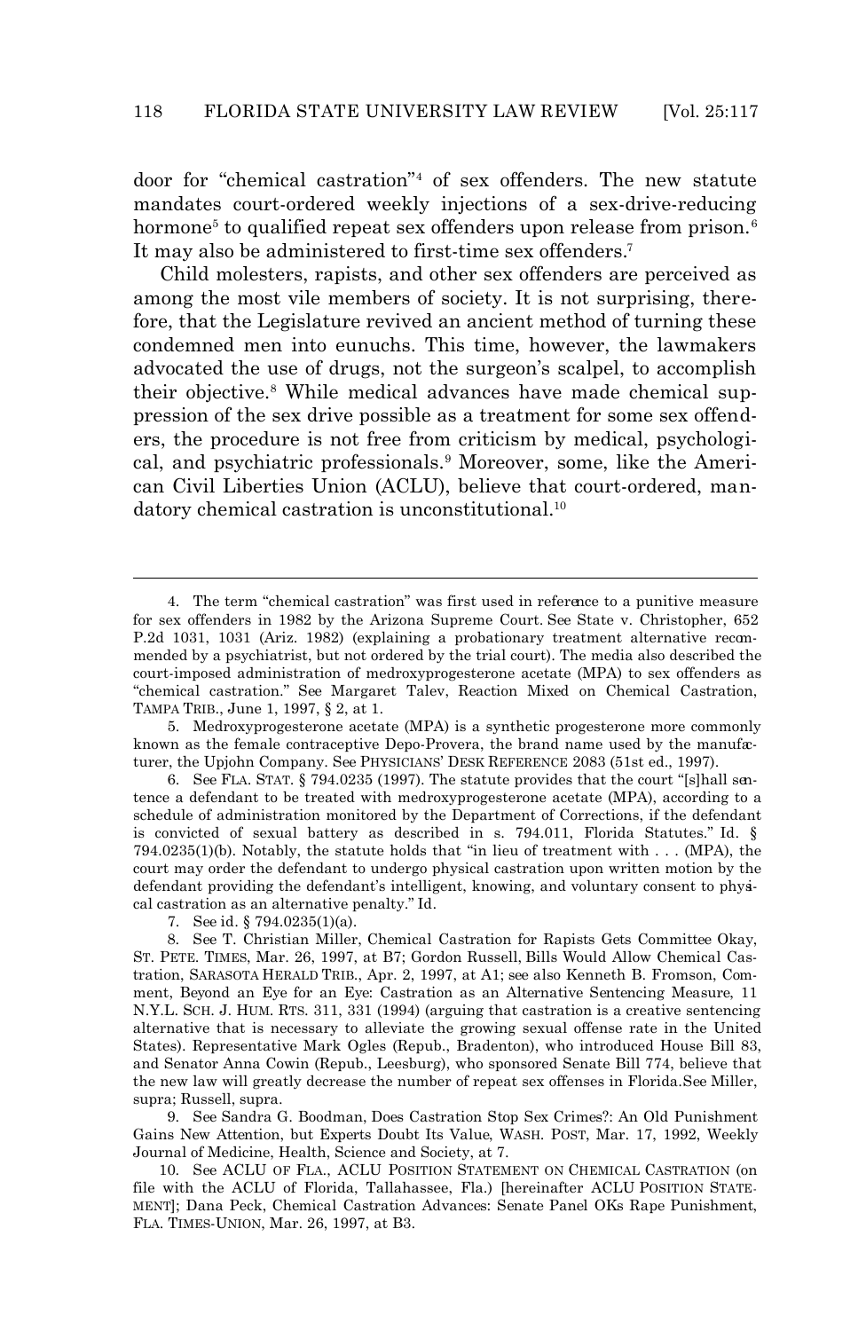door for "chemical castration"[4] of sex offenders. The new statute mandates court-ordered weekly injections of a sex-drive-reducing hormone[5] to qualified repeat sex offenders upon release from prison.[6] It may also be administered to first-time sex offenders.[7]

Child molesters, rapists, and other sex offenders are perceived as among the most vile members of society. It is not surprising, therefore, that the Legislature revived an ancient method of turning these condemned men into eunuchs. This time, however, the lawmakers advocated the use of drugs, not the surgeon's scalpel, to accomplish their objective.[8] While medical advances have made chemical suppression of the sex drive possible as a treatment for some sex offenders, the procedure is not free from criticism by medical, psychological, and psychiatric professionals.[9] Moreover, some, like the American Civil Liberties Union (ACLU), believe that court-ordered, mandatory chemical castration is unconstitutional.[10]

---

4. The term "chemical castration" was first used in reference to a punitive measure for sex offenders in 1982 by the Arizona Supreme Court. See State v. Christopher, 652 P.2d 1031, 1031 (Ariz. 1982) (explaining a probationary treatment alternative recommended by a psychiatrist, but not ordered by the trial court). The media also described the court-imposed administration of medroxyprogesterone acetate (MPA) to sex offenders as "chemical castration." See Margaret Talev, Reaction Mixed on Chemical Castration, TAMPA TRIB., June 1, 1997, § 2, at 1.

5. Medroxyprogesterone acetate (MPA) is a synthetic progesterone more commonly known as the female contraceptive Depo-Provera, the brand name used by the manufacturer, the Upjohn Company. See PHYSICIANS' DESK REFERENCE 2083 (51st ed., 1997).

6. See FLA. STAT. § 794.0235 (1997). The statute provides that the court "[s]hall sentence a defendant to be treated with medroxyprogesterone acetate (MPA), according to a schedule of administration monitored by the Department of Corrections, if the defendant is convicted of sexual battery as described in s. 794.011, Florida Statutes." Id. § 794.0235(1)(b). Notably, the statute holds that "in lieu of treatment with . . . (MPA), the court may order the defendant to undergo physical castration upon written motion by the defendant providing the defendant's intelligent, knowing, and voluntary consent to physical castration as an alternative penalty." Id.

7. See id. § 794.0235(1)(a).

8. See T. Christian Miller, Chemical Castration for Rapists Gets Committee Okay, ST. PETE. TIMES, Mar. 26, 1997, at B7; Gordon Russell, Bills Would Allow Chemical Castration, SARASOTA HERALD TRIB., Apr. 2, 1997, at A1; see also Kenneth B. Fromson, Comment, Beyond an Eye for an Eye: Castration as an Alternative Sentencing Measure, 11 N.Y.L. SCH. J. HUM. RTS. 311, 331 (1994) (arguing that castration is a creative sentencing alternative that is necessary to alleviate the growing sexual offense rate in the United States). Representative Mark Ogles (Repub., Bradenton), who introduced House Bill 83, and Senator Anna Cowin (Repub., Leesburg), who sponsored Senate Bill 774, believe that the new law will greatly decrease the number of repeat sex offenses in Florida. See Miller, supra; Russell, supra.

9. See Sandra G. Boodman, Does Castration Stop Sex Crimes?: An Old Punishment Gains New Attention, but Experts Doubt Its Value, WASH. POST, Mar. 17, 1992, Weekly Journal of Medicine, Health, Science and Society, at 7.

10. See ACLU OF FLA., ACLU POSITION STATEMENT ON CHEMICAL CASTRATION (on file with the ACLU of Florida, Tallahassee, Fla.) [hereinafter ACLU POSITION STATEMENT]; Dana Peck, Chemical Castration Advances: Senate Panel OKs Rape Punishment, FLA. TIMES-UNION, Mar. 26, 1997, at B3.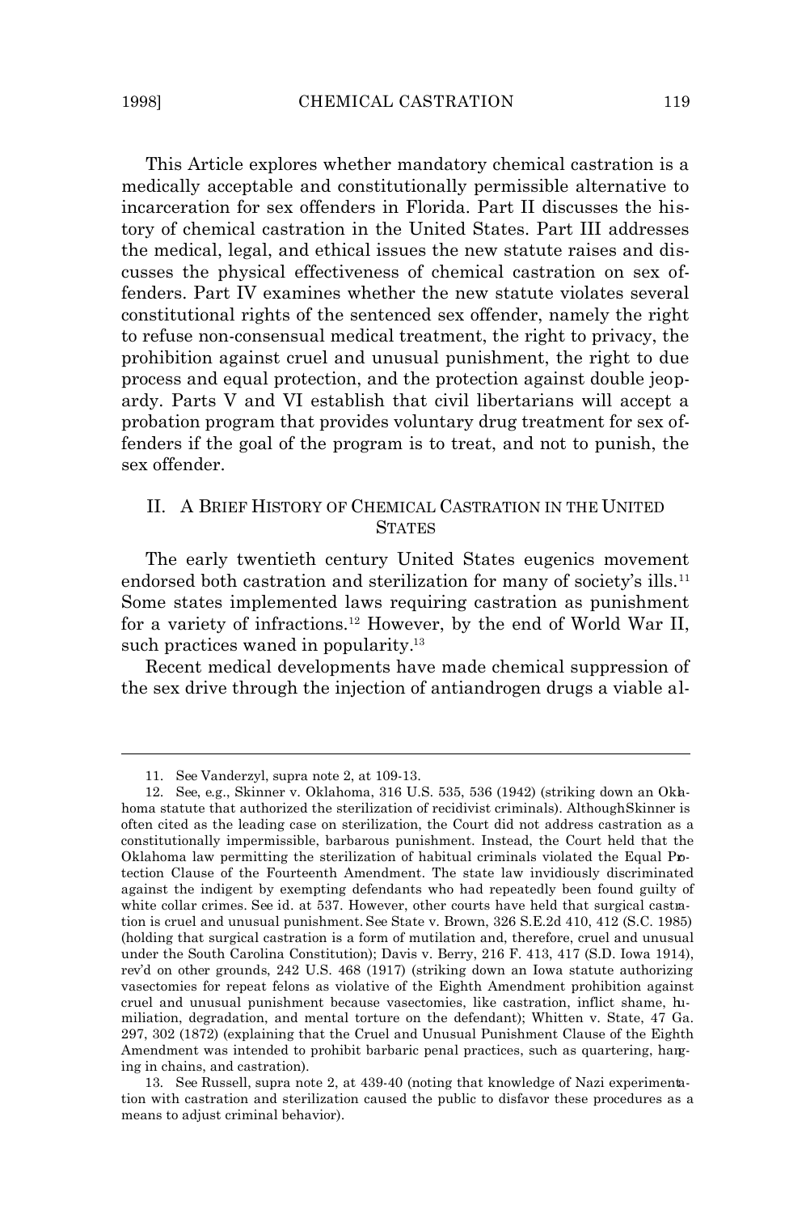This Article explores whether mandatory chemical castration is a medically acceptable and constitutionally permissible alternative to incarceration for sex offenders in Florida. Part II discusses the history of chemical castration in the United States. Part III addresses the medical, legal, and ethical issues the new statute raises and discusses the physical effectiveness of chemical castration on sex offenders. Part IV examines whether the new statute violates several constitutional rights of the sentenced sex offender, namely the right to refuse non-consensual medical treatment, the right to privacy, the prohibition against cruel and unusual punishment, the right to due process and equal protection, and the protection against double jeopardy. Parts V and VI establish that civil libertarians will accept a probation program that provides voluntary drug treatment for sex offenders if the goal of the program is to treat, and not to punish, the sex offender.

## II. A Brief History of Chemical Castration in the United States

The early twentieth century United States eugenics movement endorsed both castration and sterilization for many of society's ills.[11] Some states implemented laws requiring castration as punishment for a variety of infractions.[12] However, by the end of World War II, such practices waned in popularity.[13]

Recent medical developments have made chemical suppression of the sex drive through the injection of antiandrogen drugs a viable al-

---

11. See Vanderzyl, supra note 2, at 109-13.

12. See, e.g., Skinner v. Oklahoma, 316 U.S. 535, 536 (1942) (striking down an Oklahoma statute that authorized the sterilization of recidivist criminals). Although *Skinner* is often cited as the leading case on sterilization, the Court did not address castration as a constitutionally impermissible, barbarous punishment. Instead, the Court held that the Oklahoma law permitting the sterilization of habitual criminals violated the Equal Protection Clause of the Fourteenth Amendment. The state law invidiously discriminated against the indigent by exempting defendants who had repeatedly been found guilty of white collar crimes. See id. at 537. However, other courts have held that surgical castration is cruel and unusual punishment. See State v. Brown, 326 S.E.2d 410, 412 (S.C. 1985) (holding that surgical castration is a form of mutilation and, therefore, cruel and unusual under the South Carolina Constitution); Davis v. Berry, 216 F. 413, 417 (S.D. Iowa 1914), rev'd on other grounds, 242 U.S. 468 (1917) (striking down an Iowa statute authorizing vasectomies for repeat felons as violative of the Eighth Amendment prohibition against cruel and unusual punishment because vasectomies, like castration, inflict shame, humiliation, degradation, and mental torture on the defendant); Whitten v. State, 47 Ga. 297, 302 (1872) (explaining that the Cruel and Unusual Punishment Clause of the Eighth Amendment was intended to prohibit barbaric penal practices, such as quartering, hanging in chains, and castration).

13. See Russell, supra note 2, at 439-40 (noting that knowledge of Nazi experimentation with castration and sterilization caused the public to disfavor these procedures as a means to adjust criminal behavior).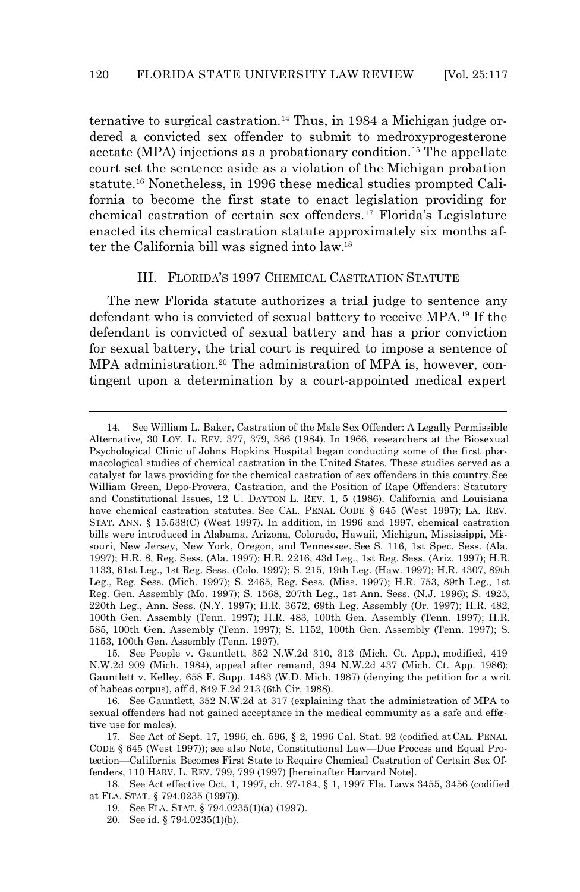ternative to surgical castration.[14] Thus, in 1984 a Michigan judge ordered a convicted sex offender to submit to medroxyprogesterone acetate (MPA) injections as a probationary condition.[15] The appellate court set the sentence aside as a violation of the Michigan probation statute.[16] Nonetheless, in 1996 these medical studies prompted California to become the first state to enact legislation providing for chemical castration of certain sex offenders.[17] Florida's Legislature enacted its chemical castration statute approximately six months after the California bill was signed into law.[18]

## III. FLORIDA'S 1997 CHEMICAL CASTRATION STATUTE

The new Florida statute authorizes a trial judge to sentence any defendant who is convicted of sexual battery to receive MPA.[19] If the defendant is convicted of sexual battery and has a prior conviction for sexual battery, the trial court is required to impose a sentence of MPA administration.[20] The administration of MPA is, however, contingent upon a determination by a court-appointed medical expert

---

14. See William L. Baker, Castration of the Male Sex Offender: A Legally Permissible Alternative, 30 LOY. L. REV. 377, 379, 386 (1984). In 1966, researchers at the Biosexual Psychological Clinic of Johns Hopkins Hospital began conducting some of the first pharmacological studies of chemical castration in the United States. These studies served as a catalyst for laws providing for the chemical castration of sex offenders in this country. See William Green, Depo-Provera, Castration, and the Position of Rape Offenders: Statutory and Constitutional Issues, 12 U. DAYTON L. REV. 1, 5 (1986). California and Louisiana have chemical castration statutes. See CAL. PENAL CODE § 645 (West 1997); LA. REV. STAT. ANN. § 15.538(C) (West 1997). In addition, in 1996 and 1997, chemical castration bills were introduced in Alabama, Arizona, Colorado, Hawaii, Michigan, Mississippi, Missouri, New Jersey, New York, Oregon, and Tennessee. See S. 116, 1st Spec. Sess. (Ala. 1997); H.R. 8, Reg. Sess. (Ala. 1997); H.R. 2216, 43d Leg., 1st Reg. Sess. (Ariz. 1997); H.R. 1133, 61st Leg., 1st Reg. Sess. (Colo. 1997); S. 215, 19th Leg. (Haw. 1997); H.R. 4307, 89th Leg., Reg. Sess. (Mich. 1997); S. 2465, Reg. Sess. (Miss. 1997); H.R. 753, 89th Leg., 1st Reg. Gen. Assembly (Mo. 1997); S. 1568, 207th Leg., 1st Ann. Sess. (N.J. 1996); S. 4925, 220th Leg., Ann. Sess. (N.Y. 1997); H.R. 3672, 69th Leg. Assembly (Or. 1997); H.R. 482, 100th Gen. Assembly (Tenn. 1997); H.R. 483, 100th Gen. Assembly (Tenn. 1997); H.R. 585, 100th Gen. Assembly (Tenn. 1997); S. 1152, 100th Gen. Assembly (Tenn. 1997); S. 1153, 100th Gen. Assembly (Tenn. 1997).

15. See People v. Gauntlett, 352 N.W.2d 310, 313 (Mich. Ct. App.), modified, 419 N.W.2d 909 (Mich. 1984), appeal after remand, 394 N.W.2d 437 (Mich. Ct. App. 1986); Gauntlett v. Kelley, 658 F. Supp. 1483 (W.D. Mich. 1987) (denying the petition for a writ of habeas corpus), aff'd, 849 F.2d 213 (6th Cir. 1988).

16. See Gauntlett, 352 N.W.2d at 317 (explaining that the administration of MPA to sexual offenders had not gained acceptance in the medical community as a safe and effective use for males).

17. See Act of Sept. 17, 1996, ch. 596, § 2, 1996 Cal. Stat. 92 (codified at CAL. PENAL CODE § 645 (West 1997)); see also Note, Constitutional Law—Due Process and Equal Protection—California Becomes First State to Require Chemical Castration of Certain Sex Offenders, 110 HARV. L. REV. 799, 799 (1997) [hereinafter Harvard Note].

18. See Act effective Oct. 1, 1997, ch. 97-184, § 1, 1997 Fla. Laws 3455, 3456 (codified at FLA. STAT. § 794.0235 (1997)).

19. See FLA. STAT. § 794.0235(1)(a) (1997).

20. See id. § 794.0235(1)(b).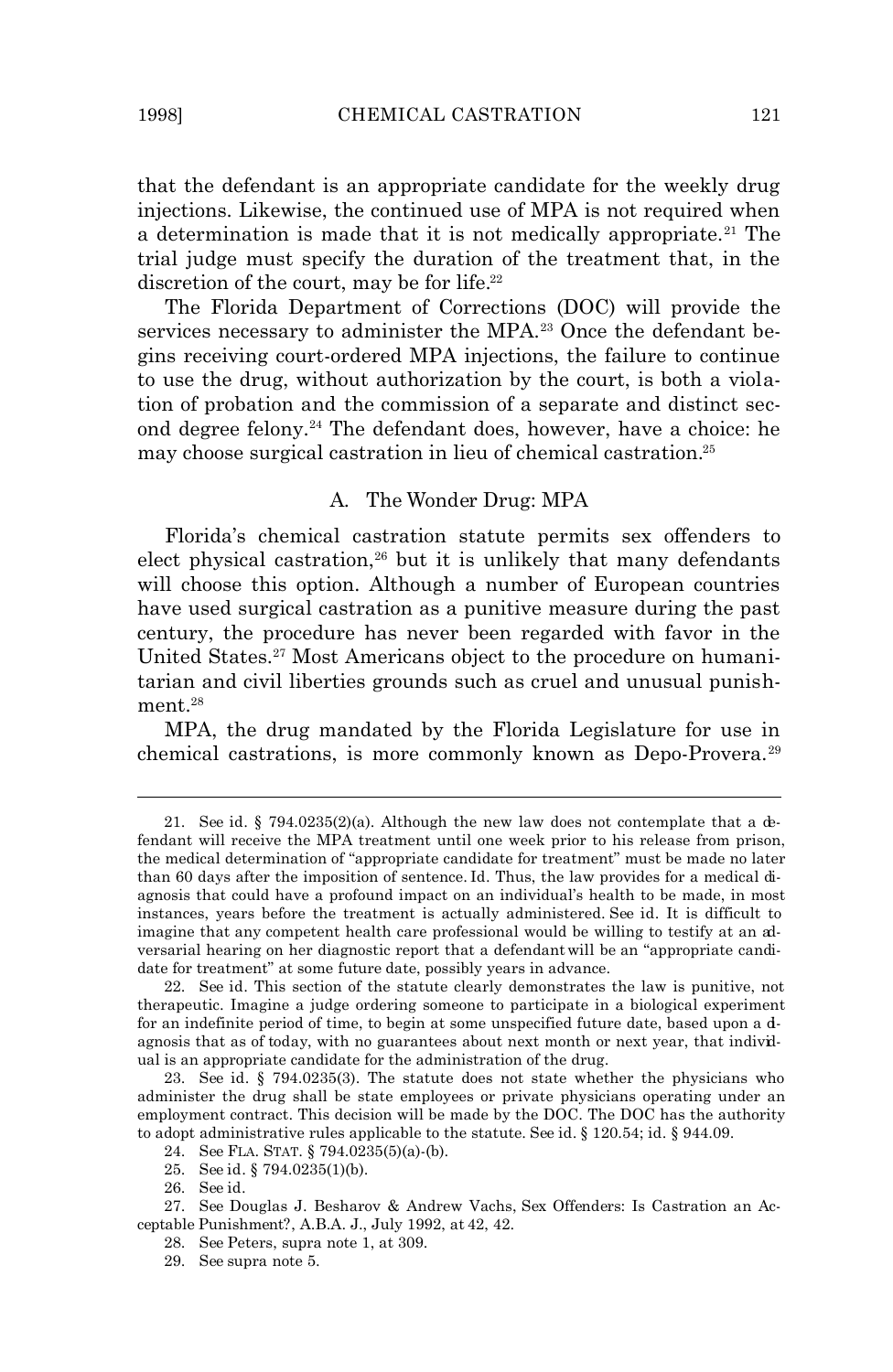that the defendant is an appropriate candidate for the weekly drug injections. Likewise, the continued use of MPA is not required when a determination is made that it is not medically appropriate.[21] The trial judge must specify the duration of the treatment that, in the discretion of the court, may be for life.[22]

The Florida Department of Corrections (DOC) will provide the services necessary to administer the MPA.[23] Once the defendant begins receiving court-ordered MPA injections, the failure to continue to use the drug, without authorization by the court, is both a violation of probation and the commission of a separate and distinct second degree felony.[24] The defendant does, however, have a choice: he may choose surgical castration in lieu of chemical castration.[25]

### A. The Wonder Drug: MPA

Florida's chemical castration statute permits sex offenders to elect physical castration,[26] but it is unlikely that many defendants will choose this option. Although a number of European countries have used surgical castration as a punitive measure during the past century, the procedure has never been regarded with favor in the United States.[27] Most Americans object to the procedure on humanitarian and civil liberties grounds such as cruel and unusual punishment.[28]

MPA, the drug mandated by the Florida Legislature for use in chemical castrations, is more commonly known as Depo-Provera.[29]

---

21. See id. § 794.0235(2)(a). Although the new law does not contemplate that a defendant will receive the MPA treatment until one week prior to his release from prison, the medical determination of "appropriate candidate for treatment" must be made no later than 60 days after the imposition of sentence. Id. Thus, the law provides for a medical diagnosis that could have a profound impact on an individual's health to be made, in most instances, years before the treatment is actually administered. See id. It is difficult to imagine that any competent health care professional would be willing to testify at an adversarial hearing on her diagnostic report that a defendant will be an "appropriate candidate for treatment" at some future date, possibly years in advance.

22. See id. This section of the statute clearly demonstrates the law is punitive, not therapeutic. Imagine a judge ordering someone to participate in a biological experiment for an indefinite period of time, to begin at some unspecified future date, based upon a diagnosis that as of today, with no guarantees about next month or next year, that individual is an appropriate candidate for the administration of the drug.

23. See id. § 794.0235(3). The statute does not state whether the physicians who administer the drug shall be state employees or private physicians operating under an employment contract. This decision will be made by the DOC. The DOC has the authority to adopt administrative rules applicable to the statute. See id. § 120.54; id. § 944.09.

24. See FLA. STAT. § 794.0235(5)(a)-(b).

25. See id. § 794.0235(1)(b).

26. See id.

27. See Douglas J. Besharov & Andrew Vachs, Sex Offenders: Is Castration an Acceptable Punishment?, A.B.A. J., July 1992, at 42, 42.

28. See Peters, supra note 1, at 309.

29. See supra note 5.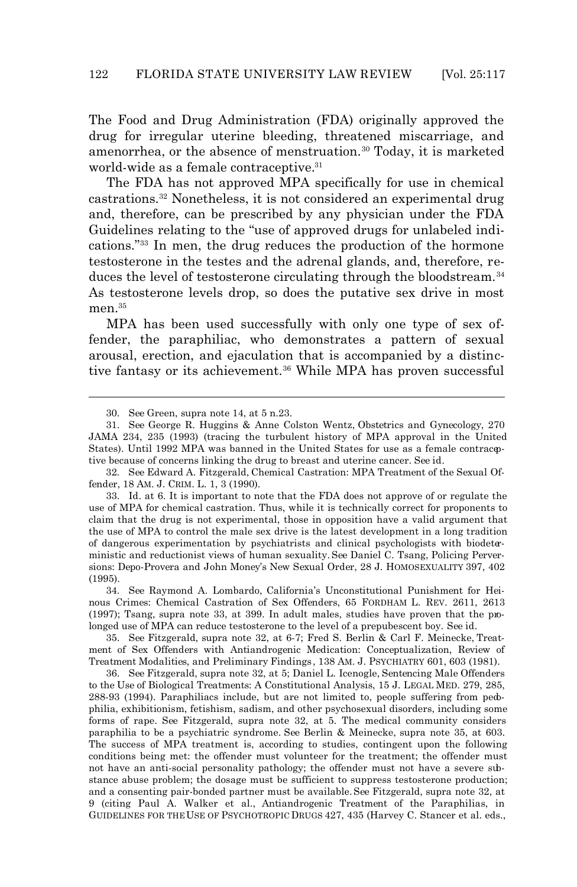The Food and Drug Administration (FDA) originally approved the drug for irregular uterine bleeding, threatened miscarriage, and amenorrhea, or the absence of menstruation.[30] Today, it is marketed world-wide as a female contraceptive.[31]

The FDA has not approved MPA specifically for use in chemical castrations.[32] Nonetheless, it is not considered an experimental drug and, therefore, can be prescribed by any physician under the FDA Guidelines relating to the "use of approved drugs for unlabeled indications."[33] In men, the drug reduces the production of the hormone testosterone in the testes and the adrenal glands, and, therefore, reduces the level of testosterone circulating through the bloodstream.[34] As testosterone levels drop, so does the putative sex drive in most men.[35]

MPA has been used successfully with only one type of sex offender, the paraphiliac, who demonstrates a pattern of sexual arousal, erection, and ejaculation that is accompanied by a distinctive fantasy or its achievement.[36] While MPA has proven successful

---

30. See Green, supra note 14, at 5 n.23.

31. See George R. Huggins & Anne Colston Wentz, Obstetrics and Gynecology, 270 JAMA 234, 235 (1993) (tracing the turbulent history of MPA approval in the United States). Until 1992 MPA was banned in the United States for use as a female contraceptive because of concerns linking the drug to breast and uterine cancer. See id.

32. See Edward A. Fitzgerald, Chemical Castration: MPA Treatment of the Sexual Offender, 18 AM. J. CRIM. L. 1, 3 (1990).

33. Id. at 6. It is important to note that the FDA does not approve of or regulate the use of MPA for chemical castration. Thus, while it is technically correct for proponents to claim that the drug is not experimental, those in opposition have a valid argument that the use of MPA to control the male sex drive is the latest development in a long tradition of dangerous experimentation by psychiatrists and clinical psychologists with biodeterministic and reductionist views of human sexuality. See Daniel C. Tsang, Policing Perversions: Depo-Provera and John Money's New Sexual Order, 28 J. HOMOSEXUALITY 397, 402 (1995).

34. See Raymond A. Lombardo, California's Unconstitutional Punishment for Heinous Crimes: Chemical Castration of Sex Offenders, 65 FORDHAM L. REV. 2611, 2613 (1997); Tsang, supra note 33, at 399. In adult males, studies have proven that the prolonged use of MPA can reduce testosterone to the level of a prepubescent boy. See id.

35. See Fitzgerald, supra note 32, at 6-7; Fred S. Berlin & Carl F. Meinecke, Treatment of Sex Offenders with Antiandrogenic Medication: Conceptualization, Review of Treatment Modalities, and Preliminary Findings, 138 AM. J. PSYCHIATRY 601, 603 (1981).

36. See Fitzgerald, supra note 32, at 5; Daniel L. Icenogle, Sentencing Male Offenders to the Use of Biological Treatments: A Constitutional Analysis, 15 J. LEGAL MED. 279, 285, 288-93 (1994). Paraphiliacs include, but are not limited to, people suffering from pedophilia, exhibitionism, fetishism, sadism, and other psychosexual disorders, including some forms of rape. See Fitzgerald, supra note 32, at 5. The medical community considers paraphilia to be a psychiatric syndrome. See Berlin & Meinecke, supra note 35, at 603. The success of MPA treatment is, according to studies, contingent upon the following conditions being met: the offender must volunteer for the treatment; the offender must not have an anti-social personality pathology; the offender must not have a severe substance abuse problem; the dosage must be sufficient to suppress testosterone production; and a consenting pair-bonded partner must be available. See Fitzgerald, supra note 32, at 9 (citing Paul A. Walker et al., Antiandrogenic Treatment of the Paraphilias, in GUIDELINES FOR THE USE OF PSYCHOTROPIC DRUGS 427, 435 (Harvey C. Stancer et al. eds.,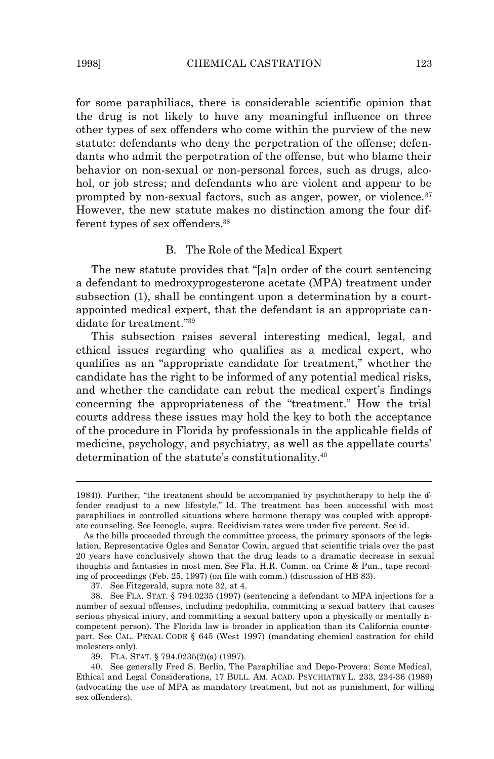for some paraphiliacs, there is considerable scientific opinion that the drug is not likely to have any meaningful influence on three other types of sex offenders who come within the purview of the new statute: defendants who deny the perpetration of the offense; defendants who admit the perpetration of the offense, but who blame their behavior on non-sexual or non-personal forces, such as drugs, alcohol, or job stress; and defendants who are violent and appear to be prompted by non-sexual factors, such as anger, power, or violence.[37] However, the new statute makes no distinction among the four different types of sex offenders.[38]

### B. The Role of the Medical Expert

The new statute provides that "[a]n order of the court sentencing a defendant to medroxyprogesterone acetate (MPA) treatment under subsection (1), shall be contingent upon a determination by a court-appointed medical expert, that the defendant is an appropriate candidate for treatment."[39]

This subsection raises several interesting medical, legal, and ethical issues regarding who qualifies as a medical expert, who qualifies as an "appropriate candidate for treatment," whether the candidate has the right to be informed of any potential medical risks, and whether the candidate can rebut the medical expert's findings concerning the appropriateness of the "treatment." How the trial courts address these issues may hold the key to both the acceptance of the procedure in Florida by professionals in the applicable fields of medicine, psychology, and psychiatry, as well as the appellate courts' determination of the statute's constitutionality.[40]

---

1984)). Further, "the treatment should be accompanied by psychotherapy to help the offender readjust to a new lifestyle." Id. The treatment has been successful with most paraphiliacs in controlled situations where hormone therapy was coupled with appropriate counseling. See Icenogle, supra. Recidivism rates were under five percent. See id.

As the bills proceeded through the committee process, the primary sponsors of the legislation, Representative Ogles and Senator Cowin, argued that scientific trials over the past 20 years have conclusively shown that the drug leads to a dramatic decrease in sexual thoughts and fantasies in most men. See Fla. H.R. Comm. on Crime & Pun., tape recording of proceedings (Feb. 25, 1997) (on file with comm.) (discussion of HB 83).

37. See Fitzgerald, supra note 32, at 4.

38. See FLA. STAT. § 794.0235 (1997) (sentencing a defendant to MPA injections for a number of sexual offenses, including pedophilia, committing a sexual battery that causes serious physical injury, and committing a sexual battery upon a physically or mentally incompetent person). The Florida law is broader in application than its California counterpart. See CAL. PENAL CODE § 645 (West 1997) (mandating chemical castration for child molesters only).

39. FLA. STAT. § 794.0235(2)(a) (1997).

40. See generally Fred S. Berlin, The Paraphiliac and Depo-Provera: Some Medical, Ethical and Legal Considerations, 17 BULL. AM. ACAD. PSYCHIATRY L. 233, 234-36 (1989) (advocating the use of MPA as mandatory treatment, but not as punishment, for willing sex offenders).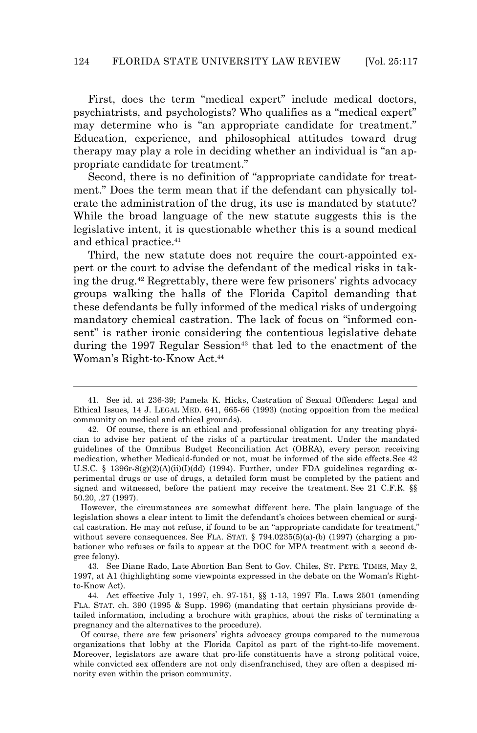First, does the term "medical expert" include medical doctors, psychiatrists, and psychologists? Who qualifies as a "medical expert" may determine who is "an appropriate candidate for treatment." Education, experience, and philosophical attitudes toward drug therapy may play a role in deciding whether an individual is "an appropriate candidate for treatment."

Second, there is no definition of "appropriate candidate for treatment." Does the term mean that if the defendant can physically tolerate the administration of the drug, its use is mandated by statute? While the broad language of the new statute suggests this is the legislative intent, it is questionable whether this is a sound medical and ethical practice.[41]

Third, the new statute does not require the court-appointed expert or the court to advise the defendant of the medical risks in taking the drug.[42] Regrettably, there were few prisoners' rights advocacy groups walking the halls of the Florida Capitol demanding that these defendants be fully informed of the medical risks of undergoing mandatory chemical castration. The lack of focus on "informed consent" is rather ironic considering the contentious legislative debate during the 1997 Regular Session[43] that led to the enactment of the Woman's Right-to-Know Act.[44]

---

41. See id. at 236-39; Pamela K. Hicks, Castration of Sexual Offenders: Legal and Ethical Issues, 14 J. LEGAL MED. 641, 665-66 (1993) (noting opposition from the medical community on medical and ethical grounds).

42. Of course, there is an ethical and professional obligation for any treating physician to advise her patient of the risks of a particular treatment. Under the mandated guidelines of the Omnibus Budget Reconciliation Act (OBRA), every person receiving medication, whether Medicaid-funded or not, must be informed of the side effects. See 42 U.S.C. § 1396r-8(g)(2)(A)(ii)(I)(dd) (1994). Further, under FDA guidelines regarding experimental drugs or use of drugs, a detailed form must be completed by the patient and signed and witnessed, before the patient may receive the treatment. See 21 C.F.R. §§ 50.20, .27 (1997).

However, the circumstances are somewhat different here. The plain language of the legislation shows a clear intent to limit the defendant's choices between chemical or surgical castration. He may not refuse, if found to be an "appropriate candidate for treatment," without severe consequences. See FLA. STAT. § 794.0235(5)(a)-(b) (1997) (charging a probationer who refuses or fails to appear at the DOC for MPA treatment with a second degree felony).

43. See Diane Rado, Late Abortion Ban Sent to Gov. Chiles, ST. PETE. TIMES, May 2, 1997, at A1 (highlighting some viewpoints expressed in the debate on the Woman's Right-to-Know Act).

44. Act effective July 1, 1997, ch. 97-151, §§ 1-13, 1997 Fla. Laws 2501 (amending FLA. STAT. ch. 390 (1995 & Supp. 1996) (mandating that certain physicians provide detailed information, including a brochure with graphics, about the risks of terminating a pregnancy and the alternatives to the procedure).

Of course, there are few prisoners' rights advocacy groups compared to the numerous organizations that lobby at the Florida Capitol as part of the right-to-life movement. Moreover, legislators are aware that pro-life constituents have a strong political voice, while convicted sex offenders are not only disenfranchised, they are often a despised minority even within the prison community.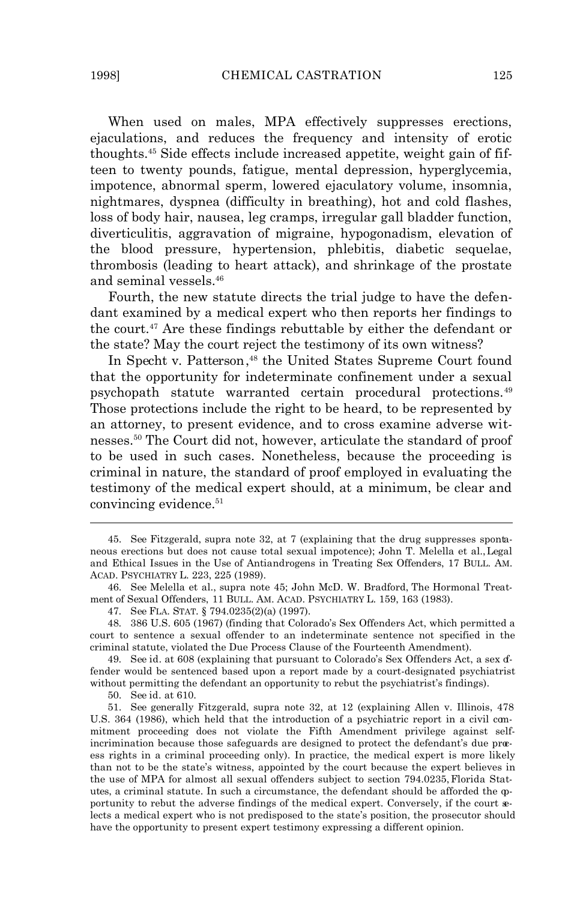When used on males, MPA effectively suppresses erections, ejaculations, and reduces the frequency and intensity of erotic thoughts.[45] Side effects include increased appetite, weight gain of fifteen to twenty pounds, fatigue, mental depression, hyperglycemia, impotence, abnormal sperm, lowered ejaculatory volume, insomnia, nightmares, dyspnea (difficulty in breathing), hot and cold flashes, loss of body hair, nausea, leg cramps, irregular gall bladder function, diverticulitis, aggravation of migraine, hypogonadism, elevation of the blood pressure, hypertension, phlebitis, diabetic sequelae, thrombosis (leading to heart attack), and shrinkage of the prostate and seminal vessels.[46]

Fourth, the new statute directs the trial judge to have the defendant examined by a medical expert who then reports her findings to the court.[47] Are these findings rebuttable by either the defendant or the state? May the court reject the testimony of its own witness?

In *Specht v. Patterson*,[48] the United States Supreme Court found that the opportunity for indeterminate confinement under a sexual psychopath statute warranted certain procedural protections.[49] Those protections include the right to be heard, to be represented by an attorney, to present evidence, and to cross examine adverse witnesses.[50] The Court did not, however, articulate the standard of proof to be used in such cases. Nonetheless, because the proceeding is criminal in nature, the standard of proof employed in evaluating the testimony of the medical expert should, at a minimum, be clear and convincing evidence.[51]

---

45. *See* Fitzgerald, *supra* note 32, at 7 (explaining that the drug suppresses spontaneous erections but does not cause total sexual impotence); John T. Melella et al., *Legal and Ethical Issues in the Use of Antiandrogens in Treating Sex Offenders*, 17 BULL. AM. ACAD. PSYCHIATRY L. 223, 225 (1989).

46. *See* Melella et al., *supra* note 45; John McD. W. Bradford, *The Hormonal Treatment of Sexual Offenders*, 11 BULL. AM. ACAD. PSYCHIATRY L. 159, 163 (1983).

47. *See* FLA. STAT. § 794.0235(2)(a) (1997).

48. 386 U.S. 605 (1967) (finding that Colorado's Sex Offenders Act, which permitted a court to sentence a sexual offender to an indeterminate sentence not specified in the criminal statute, violated the Due Process Clause of the Fourteenth Amendment).

49. *See id.* at 608 (explaining that pursuant to Colorado's Sex Offenders Act, a sex offender would be sentenced based upon a report made by a court-designated psychiatrist without permitting the defendant an opportunity to rebut the psychiatrist's findings).

50. *See id.* at 610.

51. *See generally* Fitzgerald, *supra* note 32, at 12 (explaining Allen v. Illinois, 478 U.S. 364 (1986), which held that the introduction of a psychiatric report in a civil commitment proceeding does not violate the Fifth Amendment privilege against self-incrimination because those safeguards are designed to protect the defendant's due process rights in a criminal proceeding only). In practice, the medical expert is more likely than not to be the state's witness, appointed by the court because the expert believes in the use of MPA for almost all sexual offenders subject to section 794.0235, Florida Statutes, a criminal statute. In such a circumstance, the defendant should be afforded the opportunity to rebut the adverse findings of the medical expert. Conversely, if the court selects a medical expert who is not predisposed to the state's position, the prosecutor should have the opportunity to present expert testimony expressing a different opinion.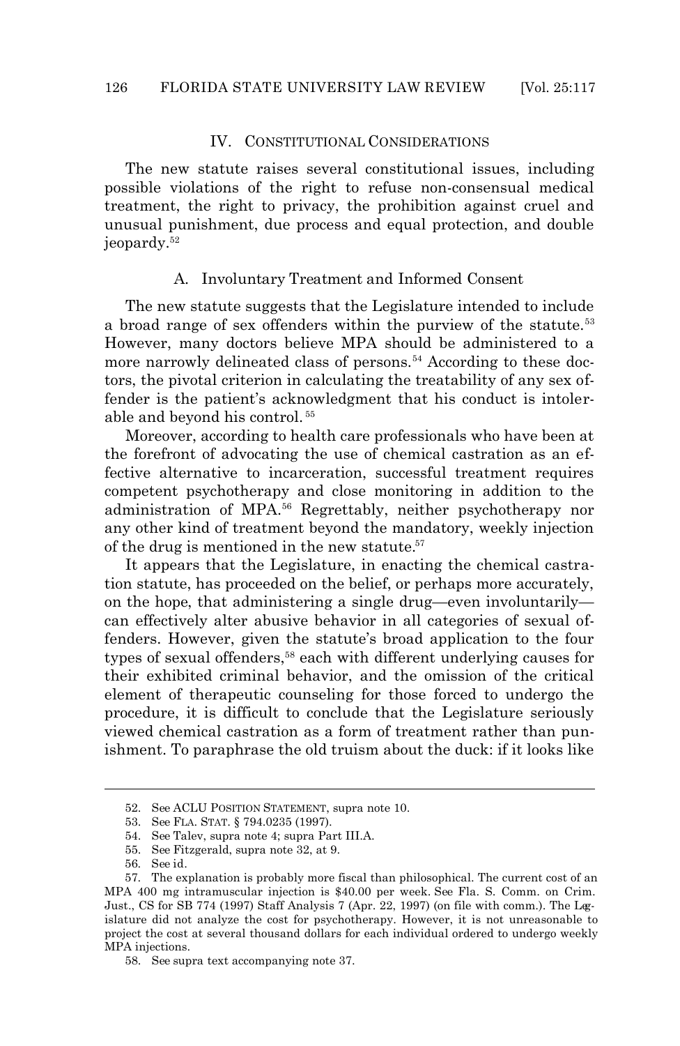## IV. CONSTITUTIONAL CONSIDERATIONS

The new statute raises several constitutional issues, including possible violations of the right to refuse non-consensual medical treatment, the right to privacy, the prohibition against cruel and unusual punishment, due process and equal protection, and double jeopardy.[52]

### A. Involuntary Treatment and Informed Consent

The new statute suggests that the Legislature intended to include a broad range of sex offenders within the purview of the statute.[53] However, many doctors believe MPA should be administered to a more narrowly delineated class of persons.[54] According to these doctors, the pivotal criterion in calculating the treatability of any sex offender is the patient's acknowledgment that his conduct is intolerable and beyond his control.[55]

Moreover, according to health care professionals who have been at the forefront of advocating the use of chemical castration as an effective alternative to incarceration, successful treatment requires competent psychotherapy and close monitoring in addition to the administration of MPA.[56] Regrettably, neither psychotherapy nor any other kind of treatment beyond the mandatory, weekly injection of the drug is mentioned in the new statute.[57]

It appears that the Legislature, in enacting the chemical castration statute, has proceeded on the belief, or perhaps more accurately, on the hope, that administering a single drug—even involuntarily—can effectively alter abusive behavior in all categories of sexual offenders. However, given the statute's broad application to the four types of sexual offenders,[58] each with different underlying causes for their exhibited criminal behavior, and the omission of the critical element of therapeutic counseling for those forced to undergo the procedure, it is difficult to conclude that the Legislature seriously viewed chemical castration as a form of treatment rather than punishment. To paraphrase the old truism about the duck: if it looks like

---

52. See ACLU POSITION STATEMENT, supra note 10.

53. See FLA. STAT. § 794.0235 (1997).

54. See Talev, supra note 4; supra Part III.A.

55. See Fitzgerald, supra note 32, at 9.

56. See id.

57. The explanation is probably more fiscal than philosophical. The current cost of an MPA 400 mg intramuscular injection is $40.00 per week. See Fla. S. Comm. on Crim. Just., CS for SB 774 (1997) Staff Analysis 7 (Apr. 22, 1997) (on file with comm.). The Legislature did not analyze the cost for psychotherapy. However, it is not unreasonable to project the cost at several thousand dollars for each individual ordered to undergo weekly MPA injections.

58. See supra text accompanying note 37.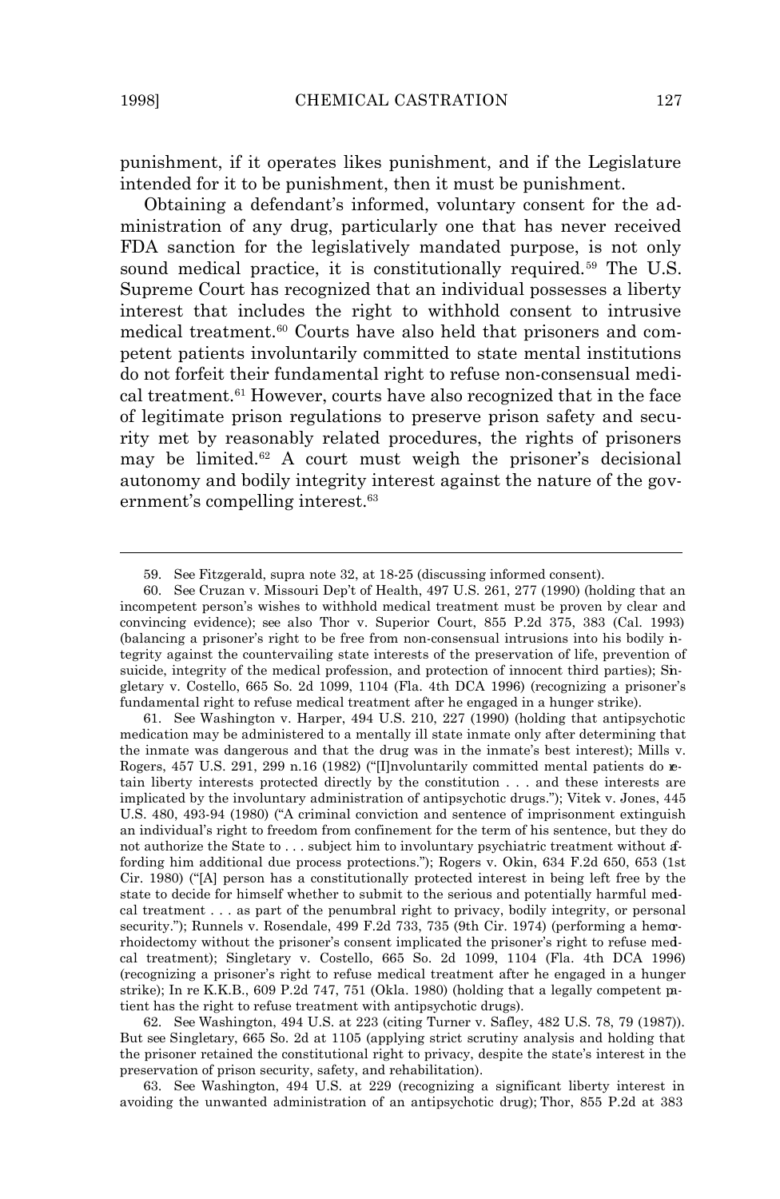punishment, if it operates likes punishment, and if the Legislature intended for it to be punishment, then it must be punishment.

Obtaining a defendant's informed, voluntary consent for the administration of any drug, particularly one that has never received FDA sanction for the legislatively mandated purpose, is not only sound medical practice, it is constitutionally required.[59] The U.S. Supreme Court has recognized that an individual possesses a liberty interest that includes the right to withhold consent to intrusive medical treatment.[60] Courts have also held that prisoners and competent patients involuntarily committed to state mental institutions do not forfeit their fundamental right to refuse non-consensual medical treatment.[61] However, courts have also recognized that in the face of legitimate prison regulations to preserve prison safety and security met by reasonably related procedures, the rights of prisoners may be limited.[62] A court must weigh the prisoner's decisional autonomy and bodily integrity interest against the nature of the government's compelling interest.[63]

---

59. See Fitzgerald, supra note 32, at 18-25 (discussing informed consent).

60. See Cruzan v. Missouri Dep't of Health, 497 U.S. 261, 277 (1990) (holding that an incompetent person's wishes to withhold medical treatment must be proven by clear and convincing evidence); see also Thor v. Superior Court, 855 P.2d 375, 383 (Cal. 1993) (balancing a prisoner's right to be free from non-consensual intrusions into his bodily integrity against the countervailing state interests of the preservation of life, prevention of suicide, integrity of the medical profession, and protection of innocent third parties); Singletary v. Costello, 665 So. 2d 1099, 1104 (Fla. 4th DCA 1996) (recognizing a prisoner's fundamental right to refuse medical treatment after he engaged in a hunger strike).

61. See Washington v. Harper, 494 U.S. 210, 227 (1990) (holding that antipsychotic medication may be administered to a mentally ill state inmate only after determining that the inmate was dangerous and that the drug was in the inmate's best interest); Mills v. Rogers, 457 U.S. 291, 299 n.16 (1982) ("[I]nvoluntarily committed mental patients do retain liberty interests protected directly by the constitution . . . and these interests are implicated by the involuntary administration of antipsychotic drugs."); Vitek v. Jones, 445 U.S. 480, 493-94 (1980) ("A criminal conviction and sentence of imprisonment extinguish an individual's right to freedom from confinement for the term of his sentence, but they do not authorize the State to . . . subject him to involuntary psychiatric treatment without affording him additional due process protections."); Rogers v. Okin, 634 F.2d 650, 653 (1st Cir. 1980) ("[A] person has a constitutionally protected interest in being left free by the state to decide for himself whether to submit to the serious and potentially harmful medical treatment . . . as part of the penumbral right to privacy, bodily integrity, or personal security."); Runnels v. Rosendale, 499 F.2d 733, 735 (9th Cir. 1974) (performing a hemorrhoidectomy without the prisoner's consent implicated the prisoner's right to refuse medical treatment); Singletary v. Costello, 665 So. 2d 1099, 1104 (Fla. 4th DCA 1996) (recognizing a prisoner's right to refuse medical treatment after he engaged in a hunger strike); In re K.K.B., 609 P.2d 747, 751 (Okla. 1980) (holding that a legally competent patient has the right to refuse treatment with antipsychotic drugs).

62. See Washington, 494 U.S. at 223 (citing Turner v. Safley, 482 U.S. 78, 79 (1987)). But see Singletary, 665 So. 2d at 1105 (applying strict scrutiny analysis and holding that the prisoner retained the constitutional right to privacy, despite the state's interest in the preservation of prison security, safety, and rehabilitation).

63. See Washington, 494 U.S. at 229 (recognizing a significant liberty interest in avoiding the unwanted administration of an antipsychotic drug); Thor, 855 P.2d at 383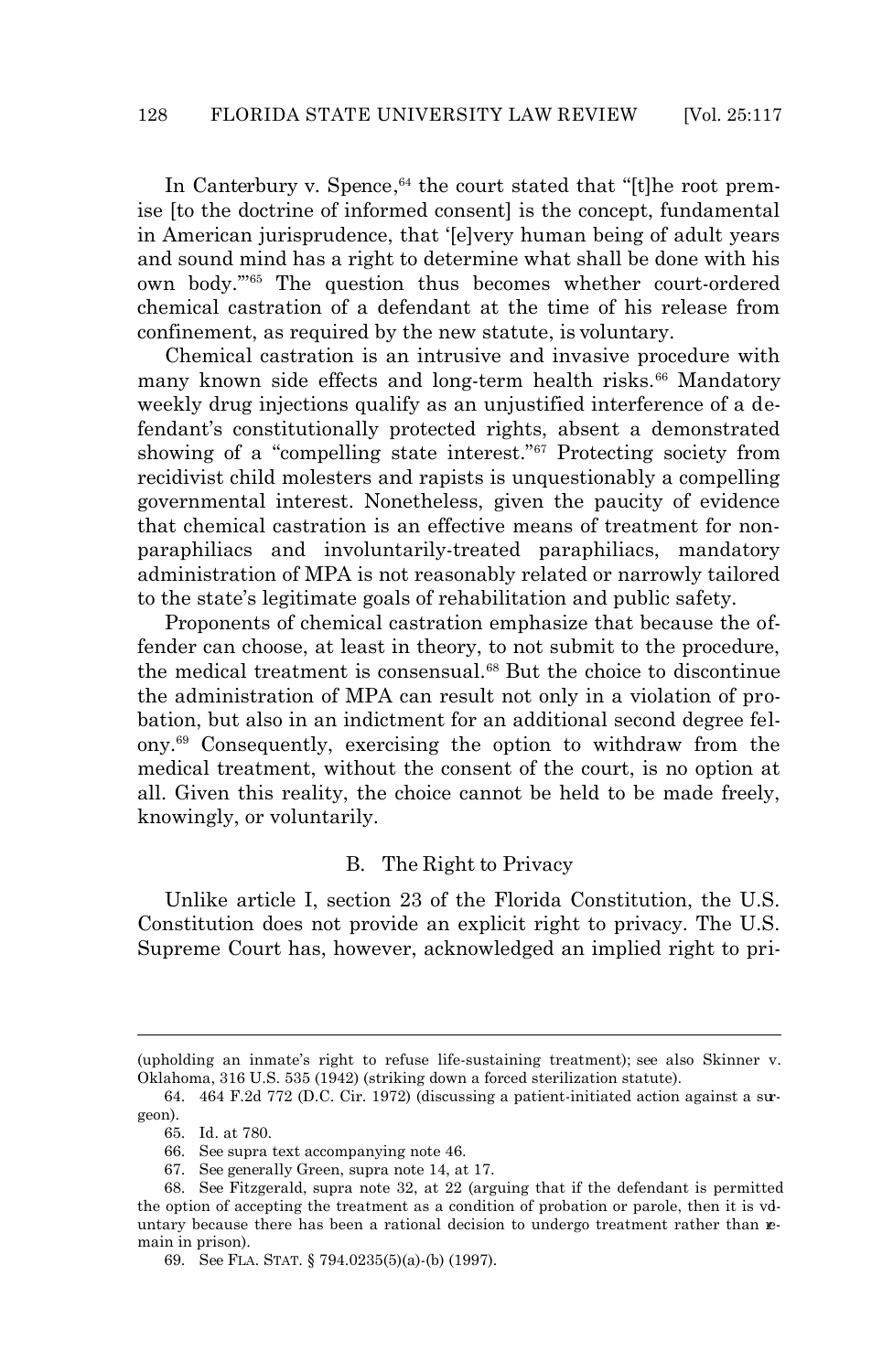In Canterbury v. Spence,[64] the court stated that "[t]he root premise [to the doctrine of informed consent] is the concept, fundamental in American jurisprudence, that '[e]very human being of adult years and sound mind has a right to determine what shall be done with his own body.'"[65] The question thus becomes whether court-ordered chemical castration of a defendant at the time of his release from confinement, as required by the new statute, is voluntary.

Chemical castration is an intrusive and invasive procedure with many known side effects and long-term health risks.[66] Mandatory weekly drug injections qualify as an unjustified interference of a defendant's constitutionally protected rights, absent a demonstrated showing of a "compelling state interest."[67] Protecting society from recidivist child molesters and rapists is unquestionably a compelling governmental interest. Nonetheless, given the paucity of evidence that chemical castration is an effective means of treatment for non-paraphiliacs and involuntarily-treated paraphiliacs, mandatory administration of MPA is not reasonably related or narrowly tailored to the state's legitimate goals of rehabilitation and public safety.

Proponents of chemical castration emphasize that because the offender can choose, at least in theory, to not submit to the procedure, the medical treatment is consensual.[68] But the choice to discontinue the administration of MPA can result not only in a violation of probation, but also in an indictment for an additional second degree felony.[69] Consequently, exercising the option to withdraw from the medical treatment, without the consent of the court, is no option at all. Given this reality, the choice cannot be held to be made freely, knowingly, or voluntarily.

## B. The Right to Privacy

Unlike article I, section 23 of the Florida Constitution, the U.S. Constitution does not provide an explicit right to privacy. The U.S. Supreme Court has, however, acknowledged an implied right to pri-

---

(upholding an inmate's right to refuse life-sustaining treatment); see also Skinner v. Oklahoma, 316 U.S. 535 (1942) (striking down a forced sterilization statute).

64. 464 F.2d 772 (D.C. Cir. 1972) (discussing a patient-initiated action against a surgeon).

65. Id. at 780.

66. See supra text accompanying note 46.

67. See generally Green, supra note 14, at 17.

68. See Fitzgerald, supra note 32, at 22 (arguing that if the defendant is permitted the option of accepting the treatment as a condition of probation or parole, then it is voluntary because there has been a rational decision to undergo treatment rather than remain in prison).

69. See FLA. STAT. § 794.0235(5)(a)-(b) (1997).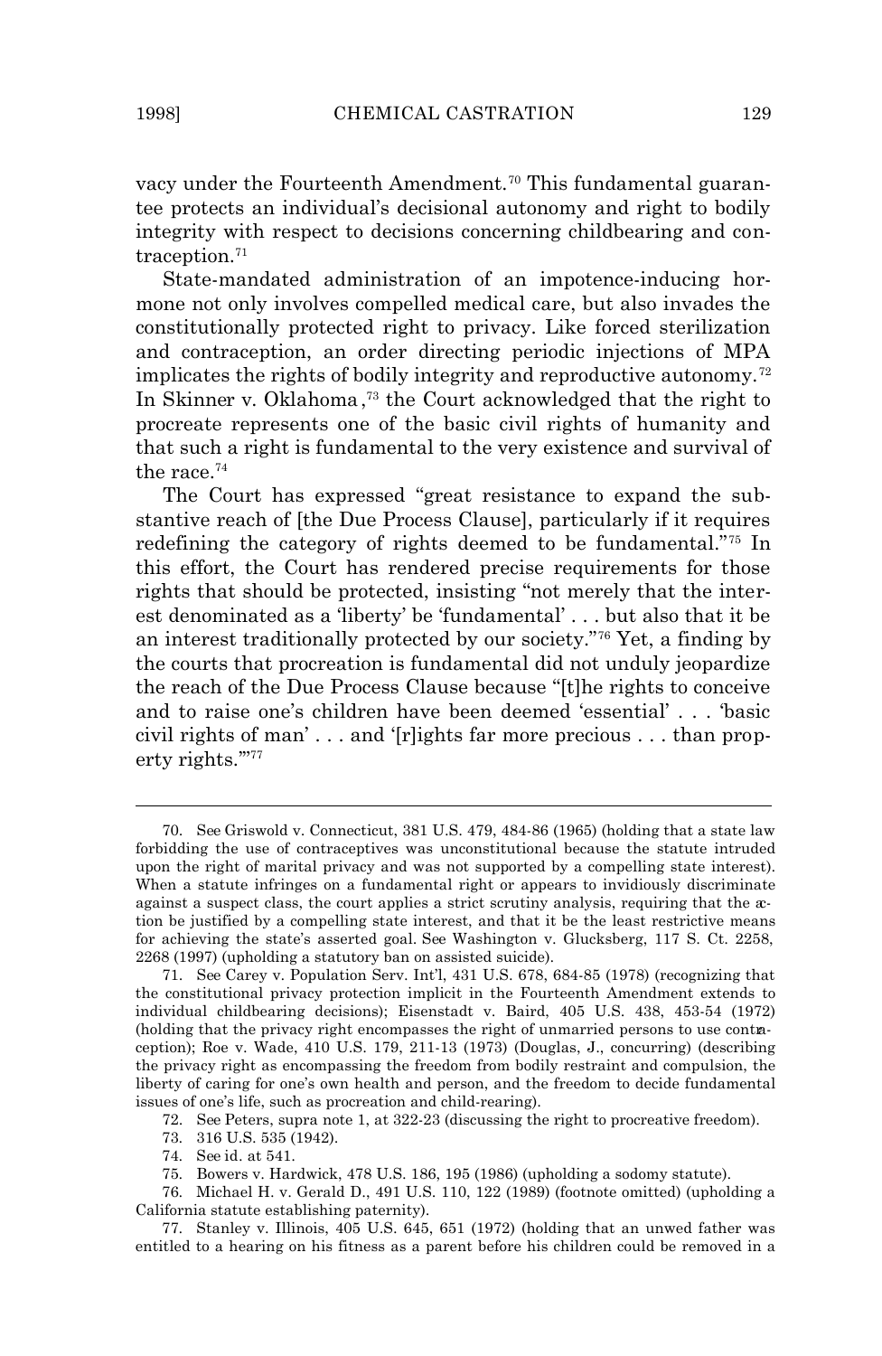vacy under the Fourteenth Amendment.[70] This fundamental guarantee protects an individual's decisional autonomy and right to bodily integrity with respect to decisions concerning childbearing and contraception.[71]

State-mandated administration of an impotence-inducing hormone not only involves compelled medical care, but also invades the constitutionally protected right to privacy. Like forced sterilization and contraception, an order directing periodic injections of MPA implicates the rights of bodily integrity and reproductive autonomy.[72] In *Skinner v. Oklahoma*,[73] the Court acknowledged that the right to procreate represents one of the basic civil rights of humanity and that such a right is fundamental to the very existence and survival of the race.[74]

The Court has expressed "great resistance to expand the substantive reach of [the Due Process Clause], particularly if it requires redefining the category of rights deemed to be fundamental."[75] In this effort, the Court has rendered precise requirements for those rights that should be protected, insisting "not merely that the interest denominated as a 'liberty' be 'fundamental' . . . but also that it be an interest traditionally protected by our society."[76] Yet, a finding by the courts that procreation is fundamental did not unduly jeopardize the reach of the Due Process Clause because "[t]he rights to conceive and to raise one's children have been deemed 'essential' . . . 'basic civil rights of man' . . . and '[r]ights far more precious . . . than property rights.'"[77]

---

70. *See* Griswold v. Connecticut, 381 U.S. 479, 484-86 (1965) (holding that a state law forbidding the use of contraceptives was unconstitutional because the statute intruded upon the right of marital privacy and was not supported by a compelling state interest). When a statute infringes on a fundamental right or appears to invidiously discriminate against a suspect class, the court applies a strict scrutiny analysis, requiring that the action be justified by a compelling state interest, and that it be the least restrictive means for achieving the state's asserted goal. *See* Washington v. Glucksberg, 117 S. Ct. 2258, 2268 (1997) (upholding a statutory ban on assisted suicide).

71. *See* Carey v. Population Serv. Int'l, 431 U.S. 678, 684-85 (1978) (recognizing that the constitutional privacy protection implicit in the Fourteenth Amendment extends to individual childbearing decisions); Eisenstadt v. Baird, 405 U.S. 438, 453-54 (1972) (holding that the privacy right encompasses the right of unmarried persons to use contraception); Roe v. Wade, 410 U.S. 179, 211-13 (1973) (Douglas, J., concurring) (describing the privacy right as encompassing the freedom from bodily restraint and compulsion, the liberty of caring for one's own health and person, and the freedom to decide fundamental issues of one's life, such as procreation and child-rearing).

72. *See* Peters, *supra* note 1, at 322-23 (discussing the right to procreative freedom).

73. 316 U.S. 535 (1942).

74. *See id.* at 541.

75. Bowers v. Hardwick, 478 U.S. 186, 195 (1986) (upholding a sodomy statute).

76. Michael H. v. Gerald D., 491 U.S. 110, 122 (1989) (footnote omitted) (upholding a California statute establishing paternity).

77. Stanley v. Illinois, 405 U.S. 645, 651 (1972) (holding that an unwed father was entitled to a hearing on his fitness as a parent before his children could be removed in a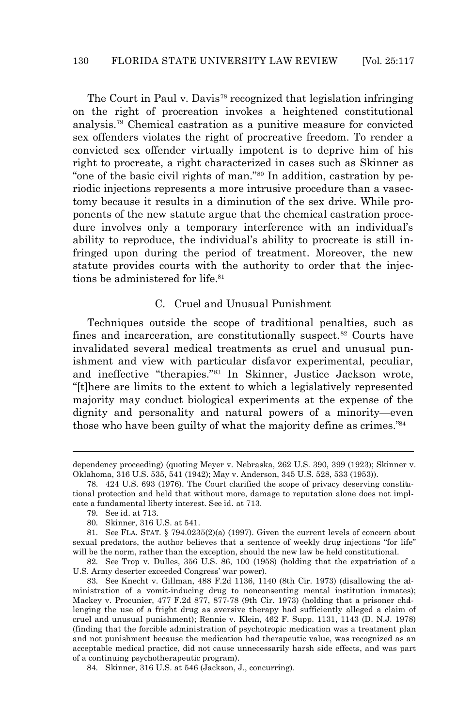The Court in Paul v. Davis[78] recognized that legislation infringing on the right of procreation invokes a heightened constitutional analysis.[79] Chemical castration as a punitive measure for convicted sex offenders violates the right of procreative freedom. To render a convicted sex offender virtually impotent is to deprive him of his right to procreate, a right characterized in cases such as Skinner as "one of the basic civil rights of man."[80] In addition, castration by periodic injections represents a more intrusive procedure than a vasectomy because it results in a diminution of the sex drive. While proponents of the new statute argue that the chemical castration procedure involves only a temporary interference with an individual's ability to reproduce, the individual's ability to procreate is still infringed upon during the period of treatment. Moreover, the new statute provides courts with the authority to order that the injections be administered for life.[81]

### C. Cruel and Unusual Punishment

Techniques outside the scope of traditional penalties, such as fines and incarceration, are constitutionally suspect.[82] Courts have invalidated several medical treatments as cruel and unusual punishment and view with particular disfavor experimental, peculiar, and ineffective "therapies."[83] In Skinner, Justice Jackson wrote, "[t]here are limits to the extent to which a legislatively represented majority may conduct biological experiments at the expense of the dignity and personality and natural powers of a minority—even those who have been guilty of what the majority define as crimes."[84]

---

dependency proceeding) (quoting Meyer v. Nebraska, 262 U.S. 390, 399 (1923); Skinner v. Oklahoma, 316 U.S. 535, 541 (1942); May v. Anderson, 345 U.S. 528, 533 (1953)).

78. 424 U.S. 693 (1976). The Court clarified the scope of privacy deserving constitutional protection and held that without more, damage to reputation alone does not implicate a fundamental liberty interest. See id. at 713.

79. See id. at 713.

80. Skinner, 316 U.S. at 541.

81. See FLA. STAT. § 794.0235(2)(a) (1997). Given the current levels of concern about sexual predators, the author believes that a sentence of weekly drug injections "for life" will be the norm, rather than the exception, should the new law be held constitutional.

82. See Trop v. Dulles, 356 U.S. 86, 100 (1958) (holding that the expatriation of a U.S. Army deserter exceeded Congress' war power).

83. See Knecht v. Gillman, 488 F.2d 1136, 1140 (8th Cir. 1973) (disallowing the administration of a vomit-inducing drug to nonconsenting mental institution inmates); Mackey v. Procunier, 477 F.2d 877, 877-78 (9th Cir. 1973) (holding that a prisoner challenging the use of a fright drug as aversive therapy had sufficiently alleged a claim of cruel and unusual punishment); Rennie v. Klein, 462 F. Supp. 1131, 1143 (D. N.J. 1978) (finding that the forcible administration of psychotropic medication was a treatment plan and not punishment because the medication had therapeutic value, was recognized as an acceptable medical practice, did not cause unnecessarily harsh side effects, and was part of a continuing psychotherapeutic program).

84. Skinner, 316 U.S. at 546 (Jackson, J., concurring).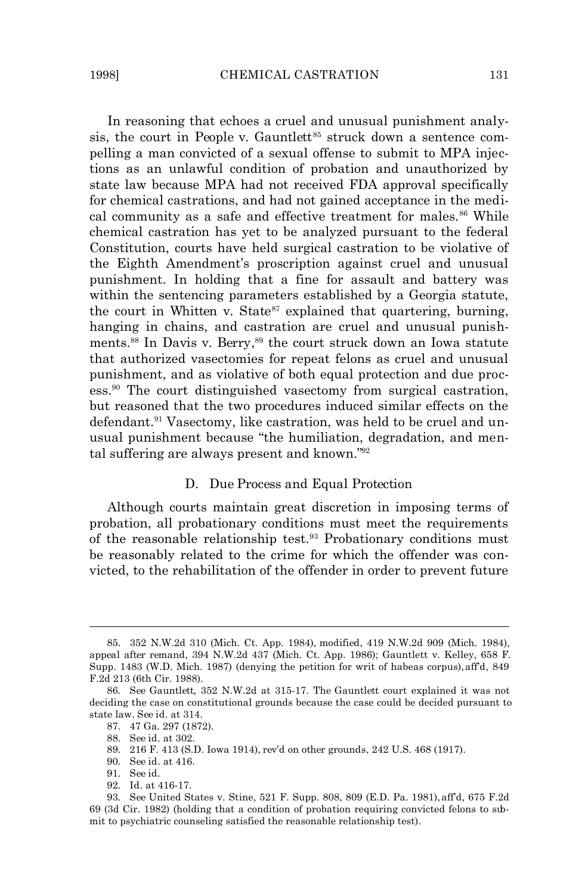In reasoning that echoes a cruel and unusual punishment analysis, the court in People v. Gauntlett[85] struck down a sentence compelling a man convicted of a sexual offense to submit to MPA injections as an unlawful condition of probation and unauthorized by state law because MPA had not received FDA approval specifically for chemical castrations, and had not gained acceptance in the medical community as a safe and effective treatment for males.[86] While chemical castration has yet to be analyzed pursuant to the federal Constitution, courts have held surgical castration to be violative of the Eighth Amendment's proscription against cruel and unusual punishment. In holding that a fine for assault and battery was within the sentencing parameters established by a Georgia statute, the court in Whitten v. State[87] explained that quartering, burning, hanging in chains, and castration are cruel and unusual punishments.[88] In Davis v. Berry,[89] the court struck down an Iowa statute that authorized vasectomies for repeat felons as cruel and unusual punishment, and as violative of both equal protection and due process.[90] The court distinguished vasectomy from surgical castration, but reasoned that the two procedures induced similar effects on the defendant.[91] Vasectomy, like castration, was held to be cruel and unusual punishment because "the humiliation, degradation, and mental suffering are always present and known."[92]

### D. Due Process and Equal Protection

Although courts maintain great discretion in imposing terms of probation, all probationary conditions must meet the requirements of the reasonable relationship test.[93] Probationary conditions must be reasonably related to the crime for which the offender was convicted, to the rehabilitation of the offender in order to prevent future

---

85. 352 N.W.2d 310 (Mich. Ct. App. 1984), modified, 419 N.W.2d 909 (Mich. 1984), appeal after remand, 394 N.W.2d 437 (Mich. Ct. App. 1986); Gauntlett v. Kelley, 658 F. Supp. 1483 (W.D. Mich. 1987) (denying the petition for writ of habeas corpus), aff'd, 849 F.2d 213 (6th Cir. 1988).

86. See Gauntlett, 352 N.W.2d at 315-17. The Gauntlett court explained it was not deciding the case on constitutional grounds because the case could be decided pursuant to state law. See id. at 314.

87. 47 Ga. 297 (1872).

88. See id. at 302.

89. 216 F. 413 (S.D. Iowa 1914), rev'd on other grounds, 242 U.S. 468 (1917).

90. See id. at 416.

91. See id.

92. Id. at 416-17.

93. See United States v. Stine, 521 F. Supp. 808, 809 (E.D. Pa. 1981), aff'd, 675 F.2d 69 (3d Cir. 1982) (holding that a condition of probation requiring convicted felons to submit to psychiatric counseling satisfied the reasonable relationship test).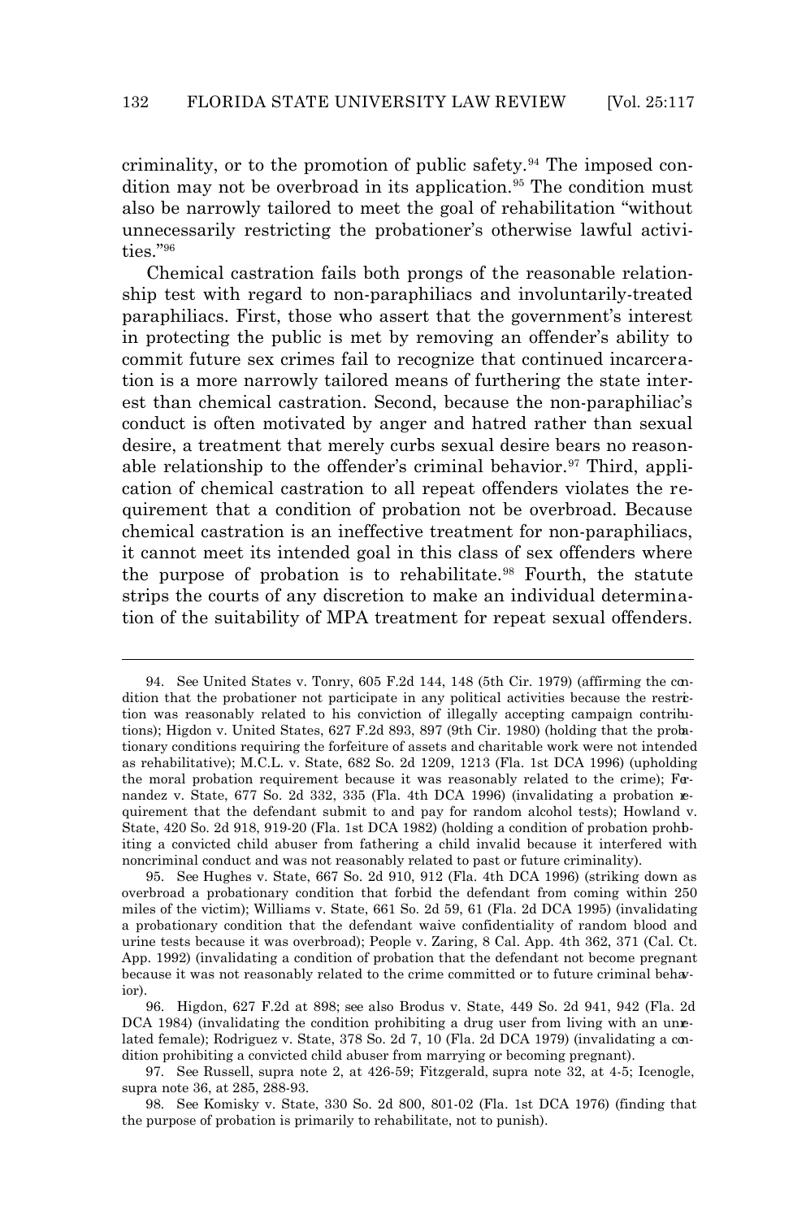criminality, or to the promotion of public safety.[94] The imposed condition may not be overbroad in its application.[95] The condition must also be narrowly tailored to meet the goal of rehabilitation "without unnecessarily restricting the probationer's otherwise lawful activities."[96]

Chemical castration fails both prongs of the reasonable relationship test with regard to non-paraphiliacs and involuntarily-treated paraphiliacs. First, those who assert that the government's interest in protecting the public is met by removing an offender's ability to commit future sex crimes fail to recognize that continued incarceration is a more narrowly tailored means of furthering the state interest than chemical castration. Second, because the non-paraphiliac's conduct is often motivated by anger and hatred rather than sexual desire, a treatment that merely curbs sexual desire bears no reasonable relationship to the offender's criminal behavior.[97] Third, application of chemical castration to all repeat offenders violates the requirement that a condition of probation not be overbroad. Because chemical castration is an ineffective treatment for non-paraphiliacs, it cannot meet its intended goal in this class of sex offenders where the purpose of probation is to rehabilitate.[98] Fourth, the statute strips the courts of any discretion to make an individual determination of the suitability of MPA treatment for repeat sexual offenders.

---

94. See United States v. Tonry, 605 F.2d 144, 148 (5th Cir. 1979) (affirming the condition that the probationer not participate in any political activities because the restriction was reasonably related to his conviction of illegally accepting campaign contributions); Higdon v. United States, 627 F.2d 893, 897 (9th Cir. 1980) (holding that the probationary conditions requiring the forfeiture of assets and charitable work were not intended as rehabilitative); M.C.L. v. State, 682 So. 2d 1209, 1213 (Fla. 1st DCA 1996) (upholding the moral probation requirement because it was reasonably related to the crime); Fernandez v. State, 677 So. 2d 332, 335 (Fla. 4th DCA 1996) (invalidating a probation requirement that the defendant submit to and pay for random alcohol tests); Howland v. State, 420 So. 2d 918, 919-20 (Fla. 1st DCA 1982) (holding a condition of probation prohibiting a convicted child abuser from fathering a child invalid because it interfered with noncriminal conduct and was not reasonably related to past or future criminality).

95. See Hughes v. State, 667 So. 2d 910, 912 (Fla. 4th DCA 1996) (striking down as overbroad a probationary condition that forbid the defendant from coming within 250 miles of the victim); Williams v. State, 661 So. 2d 59, 61 (Fla. 2d DCA 1995) (invalidating a probationary condition that the defendant waive confidentiality of random blood and urine tests because it was overbroad); People v. Zaring, 8 Cal. App. 4th 362, 371 (Cal. Ct. App. 1992) (invalidating a condition of probation that the defendant not become pregnant because it was not reasonably related to the crime committed or to future criminal behavior).

96. Higdon, 627 F.2d at 898; see also Brodus v. State, 449 So. 2d 941, 942 (Fla. 2d DCA 1984) (invalidating the condition prohibiting a drug user from living with an unrelated female); Rodriguez v. State, 378 So. 2d 7, 10 (Fla. 2d DCA 1979) (invalidating a condition prohibiting a convicted child abuser from marrying or becoming pregnant).

97. See Russell, supra note 2, at 426-59; Fitzgerald, supra note 32, at 4-5; Icenogle, supra note 36, at 285, 288-93.

98. See Komisky v. State, 330 So. 2d 800, 801-02 (Fla. 1st DCA 1976) (finding that the purpose of probation is primarily to rehabilitate, not to punish).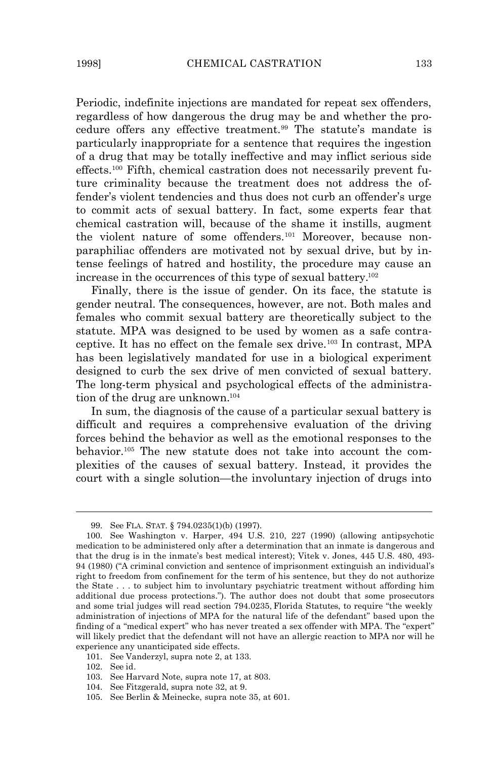Periodic, indefinite injections are mandated for repeat sex offenders, regardless of how dangerous the drug may be and whether the procedure offers any effective treatment.[99] The statute's mandate is particularly inappropriate for a sentence that requires the ingestion of a drug that may be totally ineffective and may inflict serious side effects.[100] Fifth, chemical castration does not necessarily prevent future criminality because the treatment does not address the offender's violent tendencies and thus does not curb an offender's urge to commit acts of sexual battery. In fact, some experts fear that chemical castration will, because of the shame it instills, augment the violent nature of some offenders.[101] Moreover, because nonparaphiliac offenders are motivated not by sexual drive, but by intense feelings of hatred and hostility, the procedure may cause an increase in the occurrences of this type of sexual battery.[102]

Finally, there is the issue of gender. On its face, the statute is gender neutral. The consequences, however, are not. Both males and females who commit sexual battery are theoretically subject to the statute. MPA was designed to be used by women as a safe contraceptive. It has no effect on the female sex drive.[103] In contrast, MPA has been legislatively mandated for use in a biological experiment designed to curb the sex drive of men convicted of sexual battery. The long-term physical and psychological effects of the administration of the drug are unknown.[104]

In sum, the diagnosis of the cause of a particular sexual battery is difficult and requires a comprehensive evaluation of the driving forces behind the behavior as well as the emotional responses to the behavior.[105] The new statute does not take into account the complexities of the causes of sexual battery. Instead, it provides the court with a single solution—the involuntary injection of drugs into

---

99. See FLA. STAT. § 794.0235(1)(b) (1997).

100. See Washington v. Harper, 494 U.S. 210, 227 (1990) (allowing antipsychotic medication to be administered only after a determination that an inmate is dangerous and that the drug is in the inmate's best medical interest); Vitek v. Jones, 445 U.S. 480, 493-94 (1980) ("A criminal conviction and sentence of imprisonment extinguish an individual's right to freedom from confinement for the term of his sentence, but they do not authorize the State . . . to subject him to involuntary psychiatric treatment without affording him additional due process protections."). The author does not doubt that some prosecutors and some trial judges will read section 794.0235, Florida Statutes, to require "the weekly administration of injections of MPA for the natural life of the defendant" based upon the finding of a "medical expert" who has never treated a sex offender with MPA. The "expert" will likely predict that the defendant will not have an allergic reaction to MPA nor will he experience any unanticipated side effects.

101. See Vanderzyl, supra note 2, at 133.

102. See id.

103. See Harvard Note, supra note 17, at 803.

104. See Fitzgerald, supra note 32, at 9.

105. See Berlin & Meinecke, supra note 35, at 601.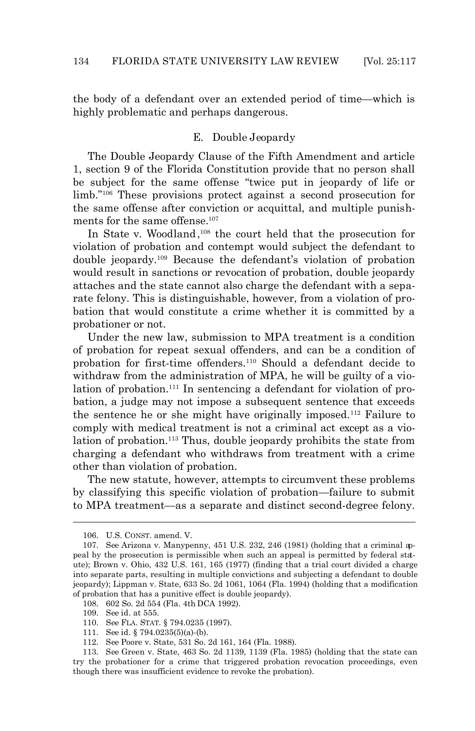the body of a defendant over an extended period of time—which is highly problematic and perhaps dangerous.

### E. Double Jeopardy

The Double Jeopardy Clause of the Fifth Amendment and article 1, section 9 of the Florida Constitution provide that no person shall be subject for the same offense "twice put in jeopardy of life or limb."[106] These provisions protect against a second prosecution for the same offense after conviction or acquittal, and multiple punishments for the same offense.[107]

In State v. Woodland,[108] the court held that the prosecution for violation of probation and contempt would subject the defendant to double jeopardy.[109] Because the defendant's violation of probation would result in sanctions or revocation of probation, double jeopardy attaches and the state cannot also charge the defendant with a separate felony. This is distinguishable, however, from a violation of probation that would constitute a crime whether it is committed by a probationer or not.

Under the new law, submission to MPA treatment is a condition of probation for repeat sexual offenders, and can be a condition of probation for first-time offenders.[110] Should a defendant decide to withdraw from the administration of MPA, he will be guilty of a violation of probation.[111] In sentencing a defendant for violation of probation, a judge may not impose a subsequent sentence that exceeds the sentence he or she might have originally imposed.[112] Failure to comply with medical treatment is not a criminal act except as a violation of probation.[113] Thus, double jeopardy prohibits the state from charging a defendant who withdraws from treatment with a crime other than violation of probation.

The new statute, however, attempts to circumvent these problems by classifying this specific violation of probation—failure to submit to MPA treatment—as a separate and distinct second-degree felony.

---

106. U.S. CONST. amend. V.

107. See Arizona v. Manypenny, 451 U.S. 232, 246 (1981) (holding that a criminal appeal by the prosecution is permissible when such an appeal is permitted by federal statute); Brown v. Ohio, 432 U.S. 161, 165 (1977) (finding that a trial court divided a charge into separate parts, resulting in multiple convictions and subjecting a defendant to double jeopardy); Lippman v. State, 633 So. 2d 1061, 1064 (Fla. 1994) (holding that a modification of probation that has a punitive effect is double jeopardy).

108. 602 So. 2d 554 (Fla. 4th DCA 1992).

109. See id. at 555.

110. See FLA. STAT. § 794.0235 (1997).

111. See id. § 794.0235(5)(a)-(b).

112. See Poore v. State, 531 So. 2d 161, 164 (Fla. 1988).

113. See Green v. State, 463 So. 2d 1139, 1139 (Fla. 1985) (holding that the state can try the probationer for a crime that triggered probation revocation proceedings, even though there was insufficient evidence to revoke the probation).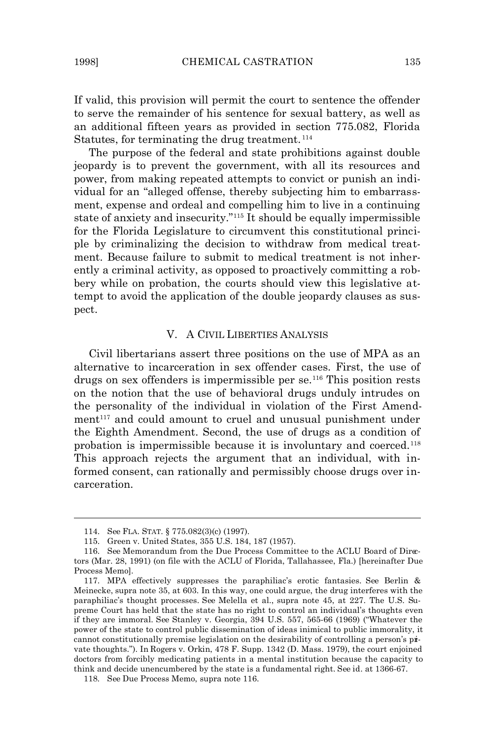If valid, this provision will permit the court to sentence the offender to serve the remainder of his sentence for sexual battery, as well as an additional fifteen years as provided in section 775.082, Florida Statutes, for terminating the drug treatment.[114]

The purpose of the federal and state prohibitions against double jeopardy is to prevent the government, with all its resources and power, from making repeated attempts to convict or punish an individual for an "alleged offense, thereby subjecting him to embarrassment, expense and ordeal and compelling him to live in a continuing state of anxiety and insecurity."[115] It should be equally impermissible for the Florida Legislature to circumvent this constitutional principle by criminalizing the decision to withdraw from medical treatment. Because failure to submit to medical treatment is not inherently a criminal activity, as opposed to proactively committing a robbery while on probation, the courts should view this legislative attempt to avoid the application of the double jeopardy clauses as suspect.

## V. A Civil Liberties Analysis

Civil libertarians assert three positions on the use of MPA as an alternative to incarceration in sex offender cases. First, the use of drugs on sex offenders is impermissible per se.[116] This position rests on the notion that the use of behavioral drugs unduly intrudes on the personality of the individual in violation of the First Amendment[117] and could amount to cruel and unusual punishment under the Eighth Amendment. Second, the use of drugs as a condition of probation is impermissible because it is involuntary and coerced.[118] This approach rejects the argument that an individual, with informed consent, can rationally and permissibly choose drugs over incarceration.

---

114. See FLA. STAT. § 775.082(3)(c) (1997).

115. Green v. United States, 355 U.S. 184, 187 (1957).

116. See Memorandum from the Due Process Committee to the ACLU Board of Directors (Mar. 28, 1991) (on file with the ACLU of Florida, Tallahassee, Fla.) [hereinafter Due Process Memo].

117. MPA effectively suppresses the paraphiliac's erotic fantasies. See Berlin & Meinecke, supra note 35, at 603. In this way, one could argue, the drug interferes with the paraphiliac's thought processes. See Melella et al., supra note 45, at 227. The U.S. Supreme Court has held that the state has no right to control an individual's thoughts even if they are immoral. See Stanley v. Georgia, 394 U.S. 557, 565-66 (1969) ("Whatever the power of the state to control public dissemination of ideas inimical to public immorality, it cannot constitutionally premise legislation on the desirability of controlling a person's private thoughts."). In Rogers v. Orkin, 478 F. Supp. 1342 (D. Mass. 1979), the court enjoined doctors from forcibly medicating patients in a mental institution because the capacity to think and decide unencumbered by the state is a fundamental right. See id. at 1366-67.

118. See Due Process Memo, supra note 116.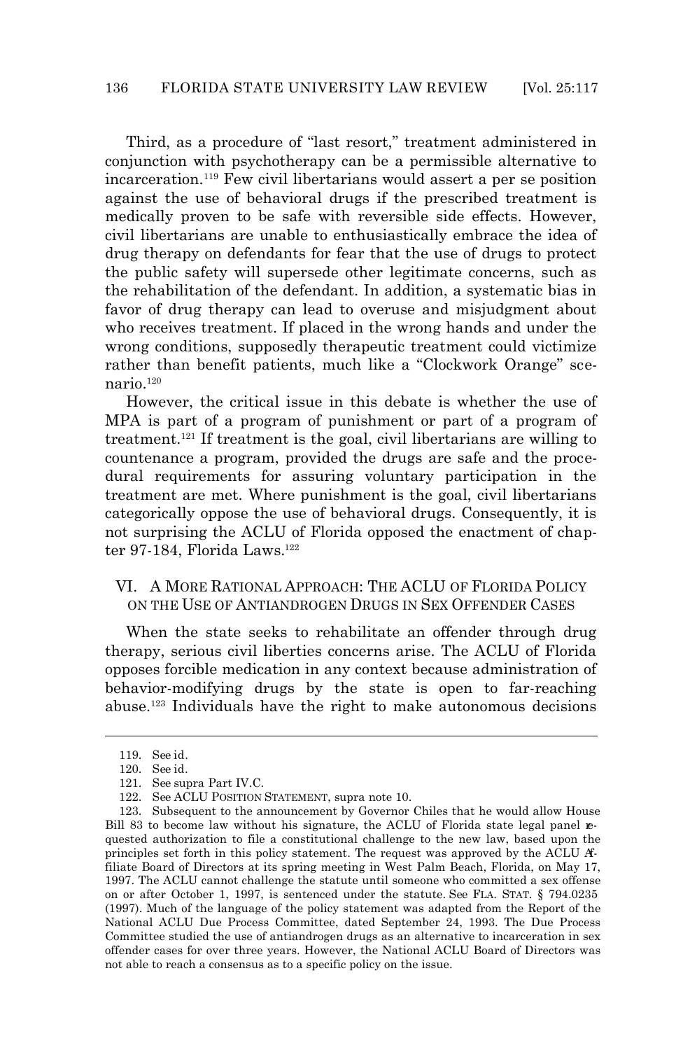Third, as a procedure of "last resort," treatment administered in conjunction with psychotherapy can be a permissible alternative to incarceration.[119] Few civil libertarians would assert a per se position against the use of behavioral drugs if the prescribed treatment is medically proven to be safe with reversible side effects. However, civil libertarians are unable to enthusiastically embrace the idea of drug therapy on defendants for fear that the use of drugs to protect the public safety will supersede other legitimate concerns, such as the rehabilitation of the defendant. In addition, a systematic bias in favor of drug therapy can lead to overuse and misjudgment about who receives treatment. If placed in the wrong hands and under the wrong conditions, supposedly therapeutic treatment could victimize rather than benefit patients, much like a "Clockwork Orange" scenario.[120]

However, the critical issue in this debate is whether the use of MPA is part of a program of punishment or part of a program of treatment.[121] If treatment is the goal, civil libertarians are willing to countenance a program, provided the drugs are safe and the procedural requirements for assuring voluntary participation in the treatment are met. Where punishment is the goal, civil libertarians categorically oppose the use of behavioral drugs. Consequently, it is not surprising the ACLU of Florida opposed the enactment of chapter 97-184, Florida Laws.[122]

## VI. A More Rational Approach: The ACLU of Florida Policy on the Use of Antiandrogen Drugs in Sex Offender Cases

When the state seeks to rehabilitate an offender through drug therapy, serious civil liberties concerns arise. The ACLU of Florida opposes forcible medication in any context because administration of behavior-modifying drugs by the state is open to far-reaching abuse.[123] Individuals have the right to make autonomous decisions

---

119. See id.

120. See id.

121. See supra Part IV.C.

122. See ACLU Position Statement, supra note 10.

123. Subsequent to the announcement by Governor Chiles that he would allow House Bill 83 to become law without his signature, the ACLU of Florida state legal panel requested authorization to file a constitutional challenge to the new law, based upon the principles set forth in this policy statement. The request was approved by the ACLU Affiliate Board of Directors at its spring meeting in West Palm Beach, Florida, on May 17, 1997. The ACLU cannot challenge the statute until someone who committed a sex offense on or after October 1, 1997, is sentenced under the statute. See Fla. Stat. § 794.0235 (1997). Much of the language of the policy statement was adapted from the Report of the National ACLU Due Process Committee, dated September 24, 1993. The Due Process Committee studied the use of antiandrogen drugs as an alternative to incarceration in sex offender cases for over three years. However, the National ACLU Board of Directors was not able to reach a consensus as to a specific policy on the issue.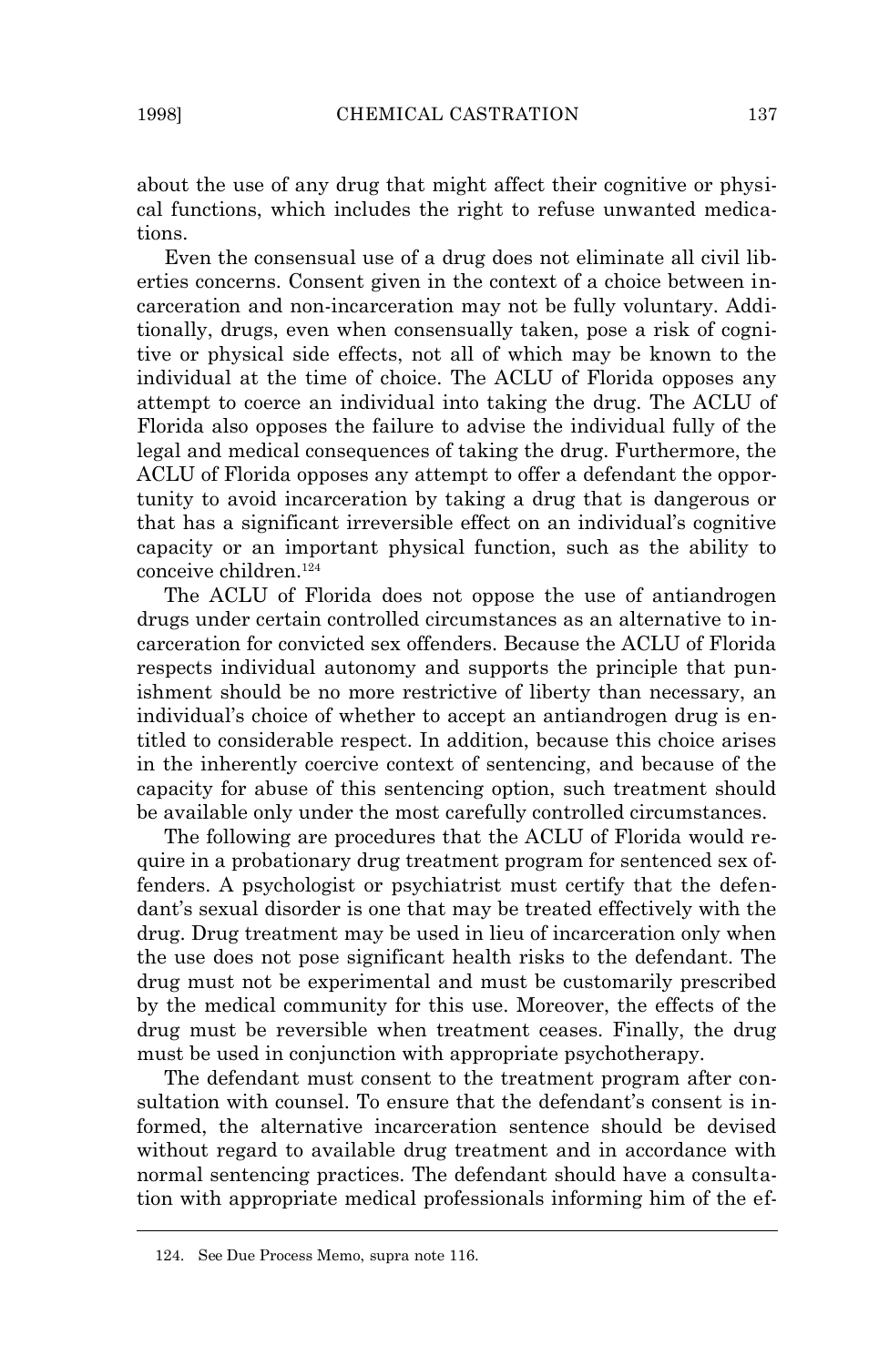about the use of any drug that might affect their cognitive or physical functions, which includes the right to refuse unwanted medications.

Even the consensual use of a drug does not eliminate all civil liberties concerns. Consent given in the context of a choice between incarceration and non-incarceration may not be fully voluntary. Additionally, drugs, even when consensually taken, pose a risk of cognitive or physical side effects, not all of which may be known to the individual at the time of choice. The ACLU of Florida opposes any attempt to coerce an individual into taking the drug. The ACLU of Florida also opposes the failure to advise the individual fully of the legal and medical consequences of taking the drug. Furthermore, the ACLU of Florida opposes any attempt to offer a defendant the opportunity to avoid incarceration by taking a drug that is dangerous or that has a significant irreversible effect on an individual's cognitive capacity or an important physical function, such as the ability to conceive children.[124]

The ACLU of Florida does not oppose the use of antiandrogen drugs under certain controlled circumstances as an alternative to incarceration for convicted sex offenders. Because the ACLU of Florida respects individual autonomy and supports the principle that punishment should be no more restrictive of liberty than necessary, an individual's choice of whether to accept an antiandrogen drug is entitled to considerable respect. In addition, because this choice arises in the inherently coercive context of sentencing, and because of the capacity for abuse of this sentencing option, such treatment should be available only under the most carefully controlled circumstances.

The following are procedures that the ACLU of Florida would require in a probationary drug treatment program for sentenced sex offenders. A psychologist or psychiatrist must certify that the defendant's sexual disorder is one that may be treated effectively with the drug. Drug treatment may be used in lieu of incarceration only when the use does not pose significant health risks to the defendant. The drug must not be experimental and must be customarily prescribed by the medical community for this use. Moreover, the effects of the drug must be reversible when treatment ceases. Finally, the drug must be used in conjunction with appropriate psychotherapy.

The defendant must consent to the treatment program after consultation with counsel. To ensure that the defendant's consent is informed, the alternative incarceration sentence should be devised without regard to available drug treatment and in accordance with normal sentencing practices. The defendant should have a consultation with appropriate medical professionals informing him of the ef-

---

124. See Due Process Memo, supra note 116.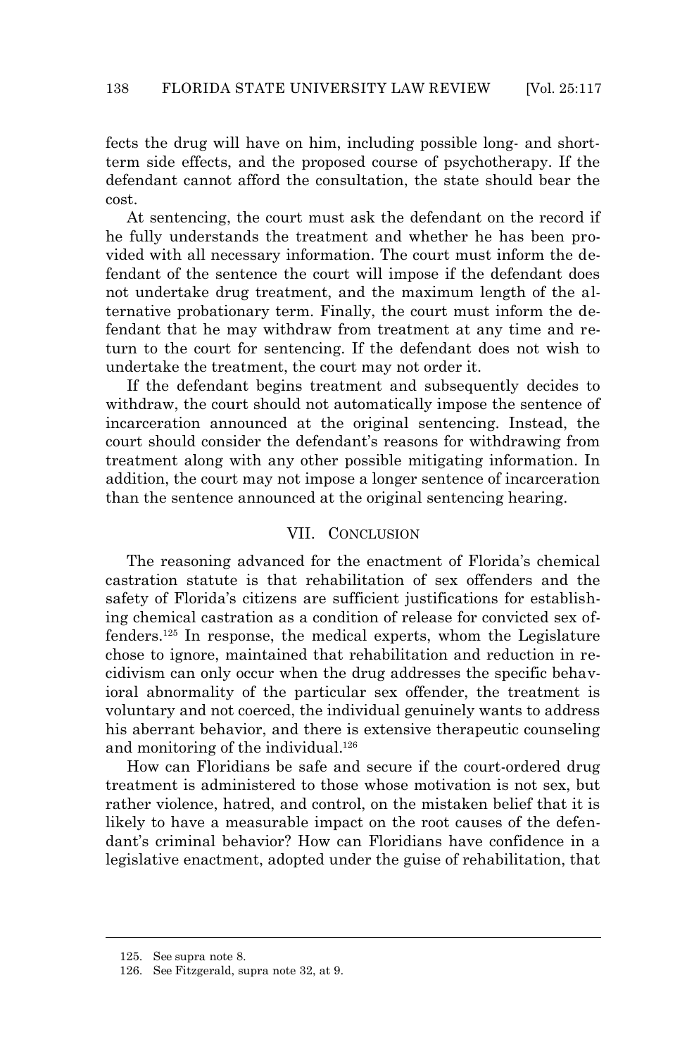fects the drug will have on him, including possible long- and short-term side effects, and the proposed course of psychotherapy. If the defendant cannot afford the consultation, the state should bear the cost.

At sentencing, the court must ask the defendant on the record if he fully understands the treatment and whether he has been provided with all necessary information. The court must inform the defendant of the sentence the court will impose if the defendant does not undertake drug treatment, and the maximum length of the alternative probationary term. Finally, the court must inform the defendant that he may withdraw from treatment at any time and return to the court for sentencing. If the defendant does not wish to undertake the treatment, the court may not order it.

If the defendant begins treatment and subsequently decides to withdraw, the court should not automatically impose the sentence of incarceration announced at the original sentencing. Instead, the court should consider the defendant's reasons for withdrawing from treatment along with any other possible mitigating information. In addition, the court may not impose a longer sentence of incarceration than the sentence announced at the original sentencing hearing.

## VII. Conclusion

The reasoning advanced for the enactment of Florida's chemical castration statute is that rehabilitation of sex offenders and the safety of Florida's citizens are sufficient justifications for establishing chemical castration as a condition of release for convicted sex offenders.[125] In response, the medical experts, whom the Legislature chose to ignore, maintained that rehabilitation and reduction in recidivism can only occur when the drug addresses the specific behavioral abnormality of the particular sex offender, the treatment is voluntary and not coerced, the individual genuinely wants to address his aberrant behavior, and there is extensive therapeutic counseling and monitoring of the individual.[126]

How can Floridians be safe and secure if the court-ordered drug treatment is administered to those whose motivation is not sex, but rather violence, hatred, and control, on the mistaken belief that it is likely to have a measurable impact on the root causes of the defendant's criminal behavior? How can Floridians have confidence in a legislative enactment, adopted under the guise of rehabilitation, that

---

125. See supra note 8.

126. See Fitzgerald, supra note 32, at 9.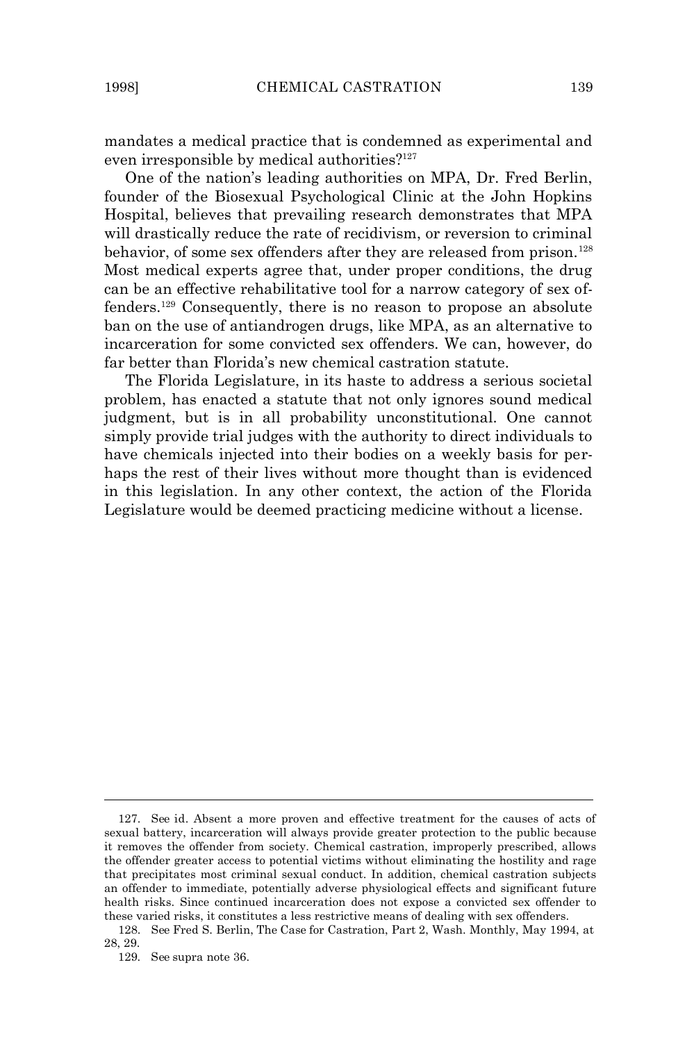mandates a medical practice that is condemned as experimental and even irresponsible by medical authorities?[127]

One of the nation's leading authorities on MPA, Dr. Fred Berlin, founder of the Biosexual Psychological Clinic at the John Hopkins Hospital, believes that prevailing research demonstrates that MPA will drastically reduce the rate of recidivism, or reversion to criminal behavior, of some sex offenders after they are released from prison.[128] Most medical experts agree that, under proper conditions, the drug can be an effective rehabilitative tool for a narrow category of sex offenders.[129] Consequently, there is no reason to propose an absolute ban on the use of antiandrogen drugs, like MPA, as an alternative to incarceration for some convicted sex offenders. We can, however, do far better than Florida's new chemical castration statute.

The Florida Legislature, in its haste to address a serious societal problem, has enacted a statute that not only ignores sound medical judgment, but is in all probability unconstitutional. One cannot simply provide trial judges with the authority to direct individuals to have chemicals injected into their bodies on a weekly basis for perhaps the rest of their lives without more thought than is evidenced in this legislation. In any other context, the action of the Florida Legislature would be deemed practicing medicine without a license.

---

127. *See id.* Absent a more proven and effective treatment for the causes of acts of sexual battery, incarceration will always provide greater protection to the public because it removes the offender from society. Chemical castration, improperly prescribed, allows the offender greater access to potential victims without eliminating the hostility and rage that precipitates most criminal sexual conduct. In addition, chemical castration subjects an offender to immediate, potentially adverse physiological effects and significant future health risks. Since continued incarceration does not expose a convicted sex offender to these varied risks, it constitutes a less restrictive means of dealing with sex offenders.

128. *See* Fred S. Berlin, The Case for Castration, Part 2, Wash. Monthly, May 1994, at 28, 29.

129. *See supra* note 36.